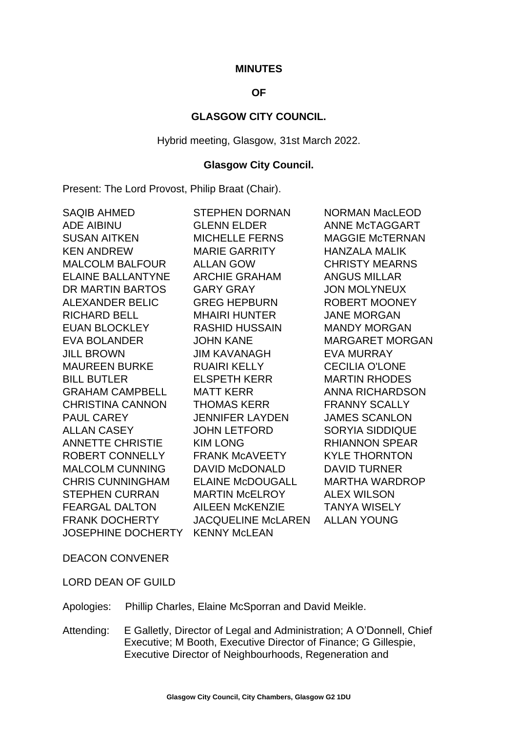**MINUTES**

**OF**

**GLASGOW CITY COUNCIL.**

Hybrid meeting, Glasgow, 31st March 2022.

**Glasgow City Council.**

Present: The Lord Provost, Philip Braat (Chair).

SAQIB AHMED
ADE AIBINU
SUSAN AITKEN
KEN ANDREW
MALCOLM BALFOUR
ELAINE BALLANTYNE
DR MARTIN BARTOS
ALEXANDER BELIC
RICHARD BELL
EUAN BLOCKLEY
EVA BOLANDER
JILL BROWN
MAUREEN BURKE
BILL BUTLER
GRAHAM CAMPBELL
CHRISTINA CANNON
PAUL CAREY
ALLAN CASEY
ANNETTE CHRISTIE
ROBERT CONNELLY
MALCOLM CUNNING
CHRIS CUNNINGHAM
STEPHEN CURRAN
FEARGAL DALTON
FRANK DOCHERTY
JOSEPHINE DOCHERTY
STEPHEN DORNAN
GLENN ELDER
MICHELLE FERNS
MARIE GARRITY
ALLAN GOW
ARCHIE GRAHAM
GARY GRAY
GREG HEPBURN
MHAIRI HUNTER
RASHID HUSSAIN
JOHN KANE
JIM KAVANAGH
RUAIRI KELLY
ELSPETH KERR
MATT KERR
THOMAS KERR
JENNIFER LAYDEN
JOHN LETFORD
KIM LONG
FRANK McAVEETY
DAVID McDONALD
ELAINE McDOUGALL
MARTIN McELROY
AILEEN McKENZIE
JACQUELINE McLAREN
KENNY McLEAN
NORMAN MacLEOD
ANNE McTAGGART
MAGGIE McTERNAN
HANZALA MALIK
CHRISTY MEARNS
ANGUS MILLAR
JON MOLYNEUX
ROBERT MOONEY
JANE MORGAN
MANDY MORGAN
MARGARET MORGAN
EVA MURRAY
CECILIA O'LONE
MARTIN RHODES
ANNA RICHARDSON
FRANNY SCALLY
JAMES SCANLON
SORYIA SIDDIQUE
RHIANNON SPEAR
KYLE THORNTON
DAVID TURNER
MARTHA WARDROP
ALEX WILSON
TANYA WISELY
ALLAN YOUNG

DEACON CONVENER

LORD DEAN OF GUILD

Apologies: Phillip Charles, Elaine McSporran and David Meikle.

Attending: E Galletly, Director of Legal and Administration; A O'Donnell, Chief Executive; M Booth, Executive Director of Finance; G Gillespie, Executive Director of Neighbourhoods, Regeneration and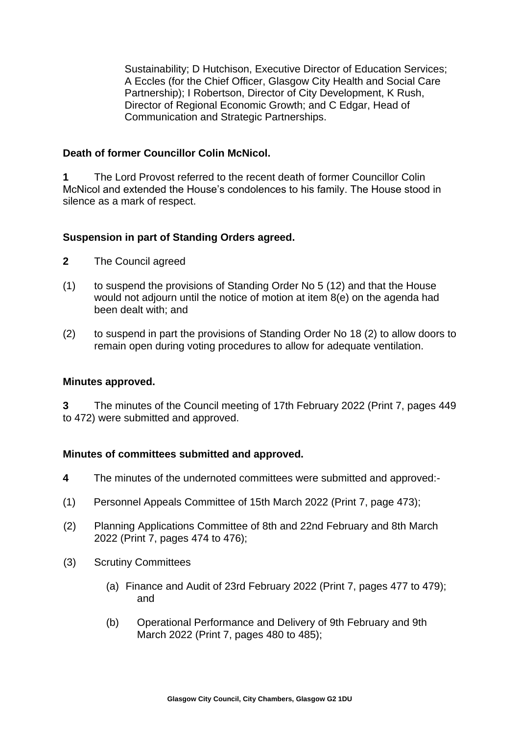Sustainability; D Hutchison, Executive Director of Education Services; A Eccles (for the Chief Officer, Glasgow City Health and Social Care Partnership); I Robertson, Director of City Development, K Rush, Director of Regional Economic Growth; and C Edgar, Head of Communication and Strategic Partnerships.

**Death of former Councillor Colin McNicol.**

**1** The Lord Provost referred to the recent death of former Councillor Colin McNicol and extended the House's condolences to his family. The House stood in silence as a mark of respect.

**Suspension in part of Standing Orders agreed.**

**2** The Council agreed

(1) to suspend the provisions of Standing Order No 5 (12) and that the House would not adjourn until the notice of motion at item 8(e) on the agenda had been dealt with; and

(2) to suspend in part the provisions of Standing Order No 18 (2) to allow doors to remain open during voting procedures to allow for adequate ventilation.

**Minutes approved.**

**3** The minutes of the Council meeting of 17th February 2022 (Print 7, pages 449 to 472) were submitted and approved.

**Minutes of committees submitted and approved.**

**4** The minutes of the undernoted committees were submitted and approved:-

(1) Personnel Appeals Committee of 15th March 2022 (Print 7, page 473);

(2) Planning Applications Committee of 8th and 22nd February and 8th March 2022 (Print 7, pages 474 to 476);

(3) Scrutiny Committees

(a) Finance and Audit of 23rd February 2022 (Print 7, pages 477 to 479); and

(b) Operational Performance and Delivery of 9th February and 9th March 2022 (Print 7, pages 480 to 485);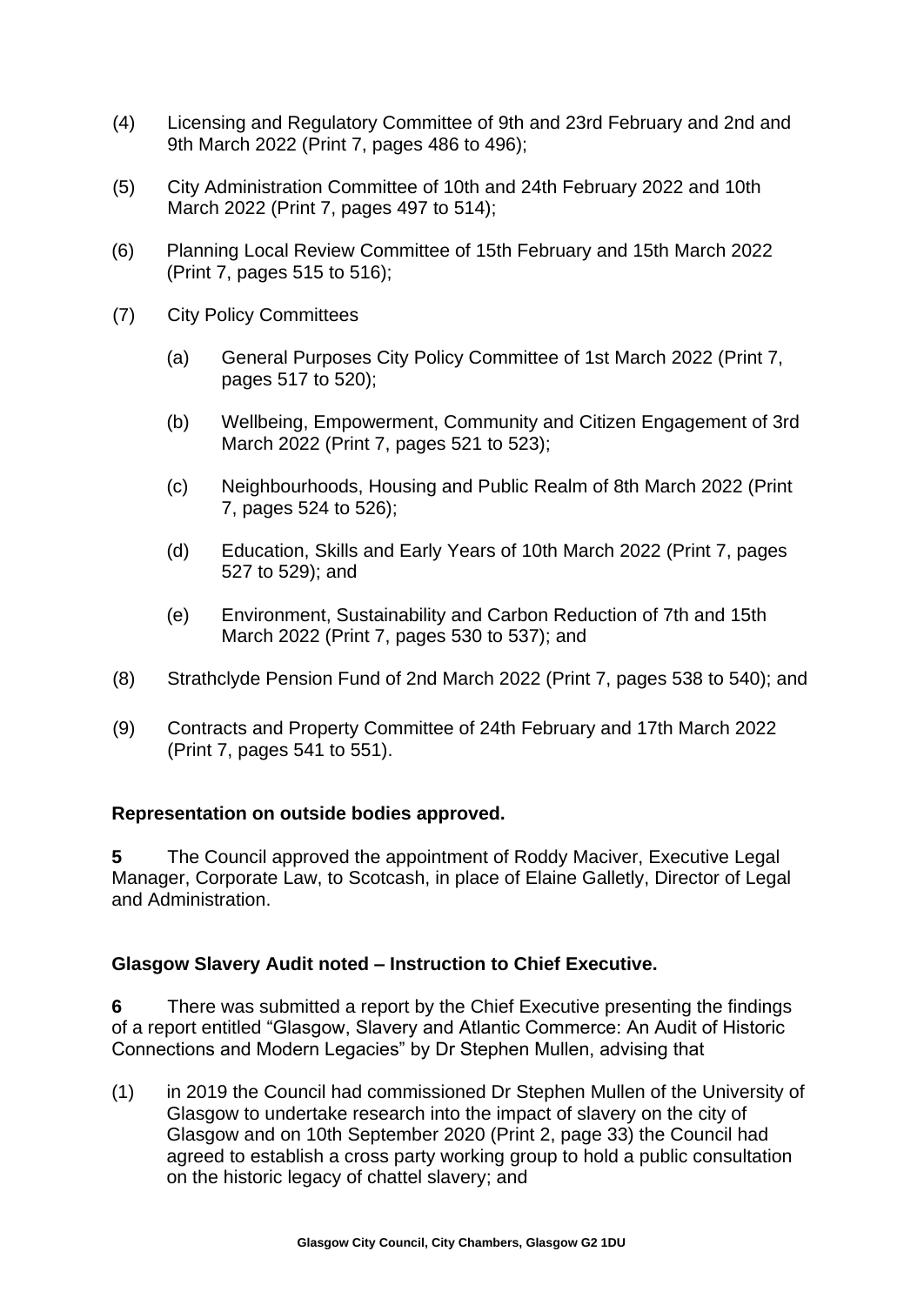(4) Licensing and Regulatory Committee of 9th and 23rd February and 2nd and 9th March 2022 (Print 7, pages 486 to 496);

(5) City Administration Committee of 10th and 24th February 2022 and 10th March 2022 (Print 7, pages 497 to 514);

(6) Planning Local Review Committee of 15th February and 15th March 2022 (Print 7, pages 515 to 516);

(7) City Policy Committees

  (a) General Purposes City Policy Committee of 1st March 2022 (Print 7, pages 517 to 520);

  (b) Wellbeing, Empowerment, Community and Citizen Engagement of 3rd March 2022 (Print 7, pages 521 to 523);

  (c) Neighbourhoods, Housing and Public Realm of 8th March 2022 (Print 7, pages 524 to 526);

  (d) Education, Skills and Early Years of 10th March 2022 (Print 7, pages 527 to 529); and

  (e) Environment, Sustainability and Carbon Reduction of 7th and 15th March 2022 (Print 7, pages 530 to 537); and

(8) Strathclyde Pension Fund of 2nd March 2022 (Print 7, pages 538 to 540); and

(9) Contracts and Property Committee of 24th February and 17th March 2022 (Print 7, pages 541 to 551).

**Representation on outside bodies approved.**

**5** The Council approved the appointment of Roddy Maciver, Executive Legal Manager, Corporate Law, to Scotcash, in place of Elaine Galletly, Director of Legal and Administration.

**Glasgow Slavery Audit noted – Instruction to Chief Executive.**

**6** There was submitted a report by the Chief Executive presenting the findings of a report entitled "Glasgow, Slavery and Atlantic Commerce: An Audit of Historic Connections and Modern Legacies" by Dr Stephen Mullen, advising that

(1) in 2019 the Council had commissioned Dr Stephen Mullen of the University of Glasgow to undertake research into the impact of slavery on the city of Glasgow and on 10th September 2020 (Print 2, page 33) the Council had agreed to establish a cross party working group to hold a public consultation on the historic legacy of chattel slavery; and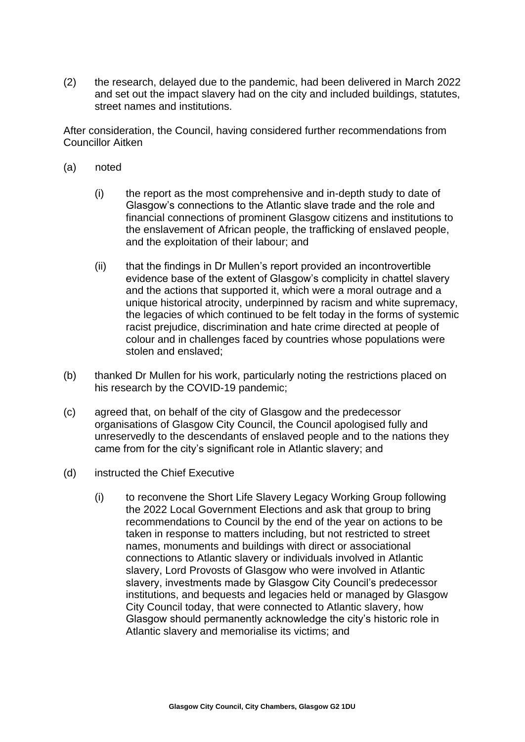(2) the research, delayed due to the pandemic, had been delivered in March 2022 and set out the impact slavery had on the city and included buildings, statutes, street names and institutions.

After consideration, the Council, having considered further recommendations from Councillor Aitken

(a) noted

   (i) the report as the most comprehensive and in-depth study to date of Glasgow's connections to the Atlantic slave trade and the role and financial connections of prominent Glasgow citizens and institutions to the enslavement of African people, the trafficking of enslaved people, and the exploitation of their labour; and

   (ii) that the findings in Dr Mullen's report provided an incontrovertible evidence base of the extent of Glasgow's complicity in chattel slavery and the actions that supported it, which were a moral outrage and a unique historical atrocity, underpinned by racism and white supremacy, the legacies of which continued to be felt today in the forms of systemic racist prejudice, discrimination and hate crime directed at people of colour and in challenges faced by countries whose populations were stolen and enslaved;

(b) thanked Dr Mullen for his work, particularly noting the restrictions placed on his research by the COVID-19 pandemic;

(c) agreed that, on behalf of the city of Glasgow and the predecessor organisations of Glasgow City Council, the Council apologised fully and unreservedly to the descendants of enslaved people and to the nations they came from for the city's significant role in Atlantic slavery; and

(d) instructed the Chief Executive

   (i) to reconvene the Short Life Slavery Legacy Working Group following the 2022 Local Government Elections and ask that group to bring recommendations to Council by the end of the year on actions to be taken in response to matters including, but not restricted to street names, monuments and buildings with direct or associational connections to Atlantic slavery or individuals involved in Atlantic slavery, Lord Provosts of Glasgow who were involved in Atlantic slavery, investments made by Glasgow City Council's predecessor institutions, and bequests and legacies held or managed by Glasgow City Council today, that were connected to Atlantic slavery, how Glasgow should permanently acknowledge the city's historic role in Atlantic slavery and memorialise its victims; and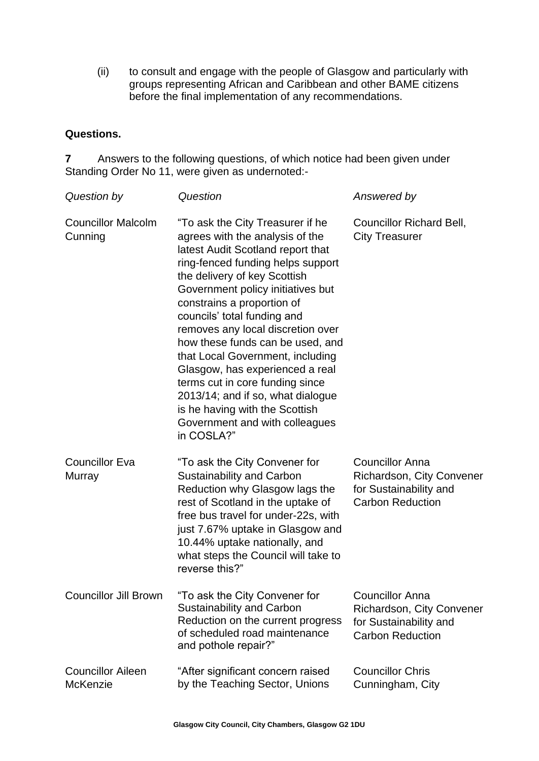(ii) to consult and engage with the people of Glasgow and particularly with groups representing African and Caribbean and other BAME citizens before the final implementation of any recommendations.

**Questions.**

**7** Answers to the following questions, of which notice had been given under Standing Order No 11, were given as undernoted:-

| *Question by* | *Question* | *Answered by* |
|---|---|---|
| Councillor Malcolm Cunning | "To ask the City Treasurer if he agrees with the analysis of the latest Audit Scotland report that ring-fenced funding helps support the delivery of key Scottish Government policy initiatives but constrains a proportion of councils' total funding and removes any local discretion over how these funds can be used, and that Local Government, including Glasgow, has experienced a real terms cut in core funding since 2013/14; and if so, what dialogue is he having with the Scottish Government and with colleagues in COSLA?" | Councillor Richard Bell, City Treasurer |
| Councillor Eva Murray | "To ask the City Convener for Sustainability and Carbon Reduction why Glasgow lags the rest of Scotland in the uptake of free bus travel for under-22s, with just 7.67% uptake in Glasgow and 10.44% uptake nationally, and what steps the Council will take to reverse this?" | Councillor Anna Richardson, City Convener for Sustainability and Carbon Reduction |
| Councillor Jill Brown | "To ask the City Convener for Sustainability and Carbon Reduction on the current progress of scheduled road maintenance and pothole repair?" | Councillor Anna Richardson, City Convener for Sustainability and Carbon Reduction |
| Councillor Aileen McKenzie | "After significant concern raised by the Teaching Sector, Unions | Councillor Chris Cunningham, City |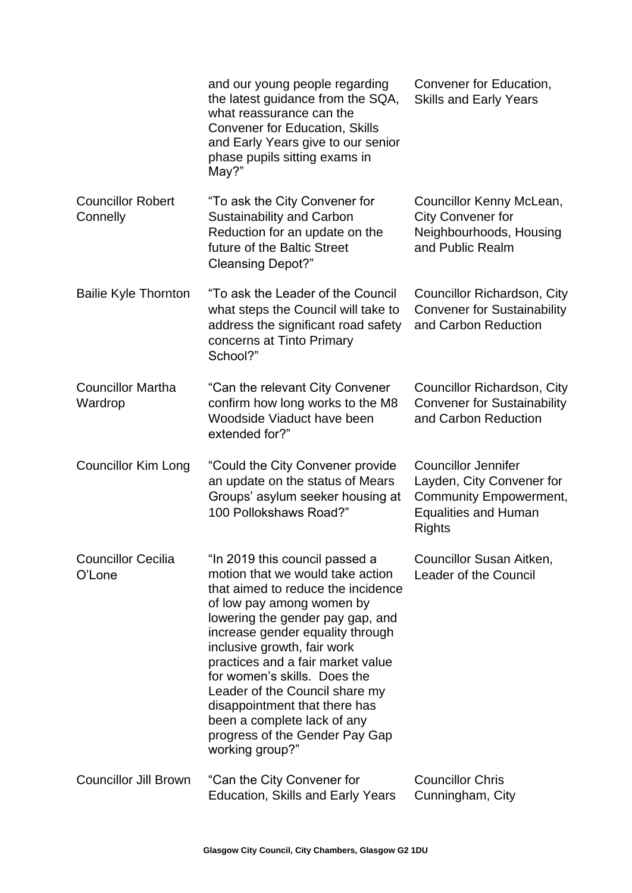| | | |
|---|---|---|
| | and our young people regarding the latest guidance from the SQA, what reassurance can the Convener for Education, Skills and Early Years give to our senior phase pupils sitting exams in May?" | Convener for Education, Skills and Early Years |
| Councillor Robert Connelly | "To ask the City Convener for Sustainability and Carbon Reduction for an update on the future of the Baltic Street Cleansing Depot?" | Councillor Kenny McLean, City Convener for Neighbourhoods, Housing and Public Realm |
| Bailie Kyle Thornton | "To ask the Leader of the Council what steps the Council will take to address the significant road safety concerns at Tinto Primary School?" | Councillor Richardson, City Convener for Sustainability and Carbon Reduction |
| Councillor Martha Wardrop | "Can the relevant City Convener confirm how long works to the M8 Woodside Viaduct have been extended for?" | Councillor Richardson, City Convener for Sustainability and Carbon Reduction |
| Councillor Kim Long | "Could the City Convener provide an update on the status of Mears Groups' asylum seeker housing at 100 Pollokshaws Road?" | Councillor Jennifer Layden, City Convener for Community Empowerment, Equalities and Human Rights |
| Councillor Cecilia O'Lone | "In 2019 this council passed a motion that we would take action that aimed to reduce the incidence of low pay among women by lowering the gender pay gap, and increase gender equality through inclusive growth, fair work practices and a fair market value for women's skills. Does the Leader of the Council share my disappointment that there has been a complete lack of any progress of the Gender Pay Gap working group?" | Councillor Susan Aitken, Leader of the Council |
| Councillor Jill Brown | "Can the City Convener for Education, Skills and Early Years | Councillor Chris Cunningham, City |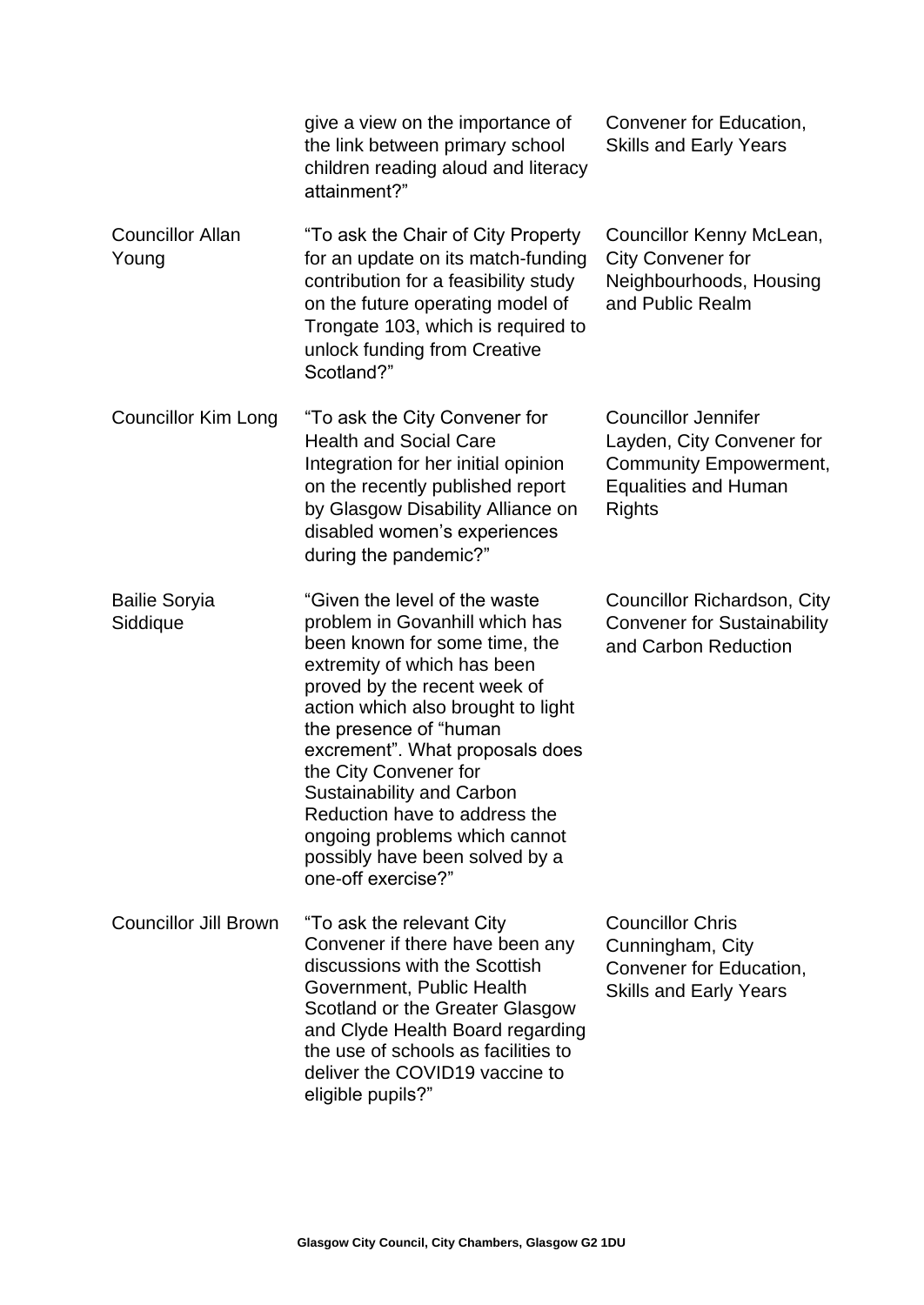| | | |
|---|---|---|
| | give a view on the importance of the link between primary school children reading aloud and literacy attainment?" | Convener for Education, Skills and Early Years |
| Councillor Allan Young | "To ask the Chair of City Property for an update on its match-funding contribution for a feasibility study on the future operating model of Trongate 103, which is required to unlock funding from Creative Scotland?" | Councillor Kenny McLean, City Convener for Neighbourhoods, Housing and Public Realm |
| Councillor Kim Long | "To ask the City Convener for Health and Social Care Integration for her initial opinion on the recently published report by Glasgow Disability Alliance on disabled women's experiences during the pandemic?" | Councillor Jennifer Layden, City Convener for Community Empowerment, Equalities and Human Rights |
| Bailie Soryia Siddique | "Given the level of the waste problem in Govanhill which has been known for some time, the extremity of which has been proved by the recent week of action which also brought to light the presence of "human excrement". What proposals does the City Convener for Sustainability and Carbon Reduction have to address the ongoing problems which cannot possibly have been solved by a one-off exercise?" | Councillor Richardson, City Convener for Sustainability and Carbon Reduction |
| Councillor Jill Brown | "To ask the relevant City Convener if there have been any discussions with the Scottish Government, Public Health Scotland or the Greater Glasgow and Clyde Health Board regarding the use of schools as facilities to deliver the COVID19 vaccine to eligible pupils?" | Councillor Chris Cunningham, City Convener for Education, Skills and Early Years |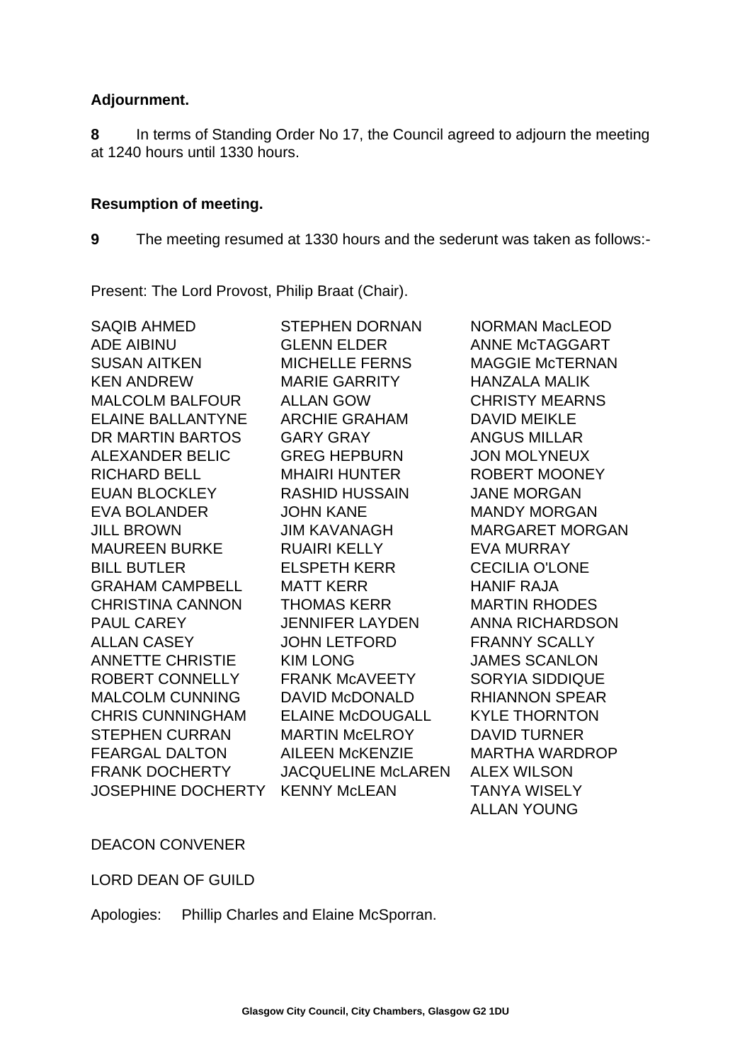**Adjournment.**

**8** In terms of Standing Order No 17, the Council agreed to adjourn the meeting at 1240 hours until 1330 hours.

**Resumption of meeting.**

**9** The meeting resumed at 1330 hours and the sederunt was taken as follows:-

Present: The Lord Provost, Philip Braat (Chair).

SAQIB AHMED
ADE AIBINU
SUSAN AITKEN
KEN ANDREW
MALCOLM BALFOUR
ELAINE BALLANTYNE
DR MARTIN BARTOS
ALEXANDER BELIC
RICHARD BELL
EUAN BLOCKLEY
EVA BOLANDER
JILL BROWN
MAUREEN BURKE
BILL BUTLER
GRAHAM CAMPBELL
CHRISTINA CANNON
PAUL CAREY
ALLAN CASEY
ANNETTE CHRISTIE
ROBERT CONNELLY
MALCOLM CUNNING
CHRIS CUNNINGHAM
STEPHEN CURRAN
FEARGAL DALTON
FRANK DOCHERTY
JOSEPHINE DOCHERTY
STEPHEN DORNAN
GLENN ELDER
MICHELLE FERNS
MARIE GARRITY
ALLAN GOW
ARCHIE GRAHAM
GARY GRAY
GREG HEPBURN
MHAIRI HUNTER
RASHID HUSSAIN
JOHN KANE
JIM KAVANAGH
RUAIRI KELLY
ELSPETH KERR
MATT KERR
THOMAS KERR
JENNIFER LAYDEN
JOHN LETFORD
KIM LONG
FRANK McAVEETY
DAVID McDONALD
ELAINE McDOUGALL
MARTIN McELROY
AILEEN McKENZIE
JACQUELINE McLAREN
KENNY McLEAN
NORMAN MacLEOD
ANNE McTAGGART
MAGGIE McTERNAN
HANZALA MALIK
CHRISTY MEARNS
DAVID MEIKLE
ANGUS MILLAR
JON MOLYNEUX
ROBERT MOONEY
JANE MORGAN
MANDY MORGAN
MARGARET MORGAN
EVA MURRAY
CECILIA O'LONE
HANIF RAJA
MARTIN RHODES
ANNA RICHARDSON
FRANNY SCALLY
JAMES SCANLON
SORYIA SIDDIQUE
RHIANNON SPEAR
KYLE THORNTON
DAVID TURNER
MARTHA WARDROP
ALEX WILSON
TANYA WISELY
ALLAN YOUNG

DEACON CONVENER

LORD DEAN OF GUILD

Apologies: Phillip Charles and Elaine McSporran.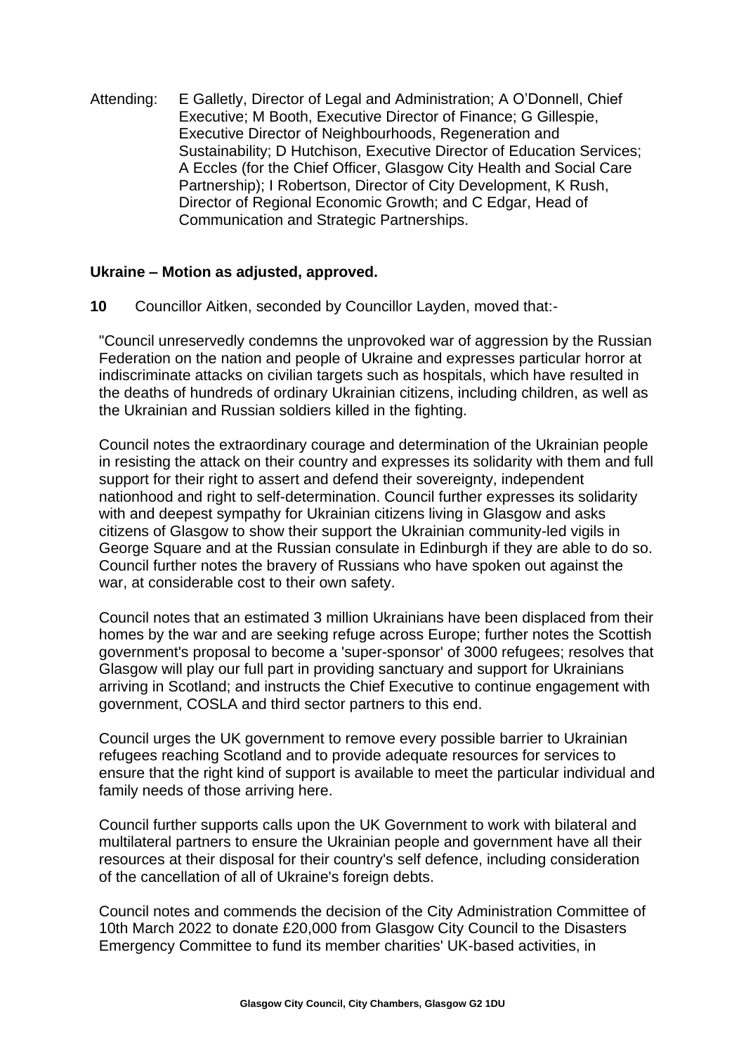Attending: E Galletly, Director of Legal and Administration; A O'Donnell, Chief Executive; M Booth, Executive Director of Finance; G Gillespie, Executive Director of Neighbourhoods, Regeneration and Sustainability; D Hutchison, Executive Director of Education Services; A Eccles (for the Chief Officer, Glasgow City Health and Social Care Partnership); I Robertson, Director of City Development, K Rush, Director of Regional Economic Growth; and C Edgar, Head of Communication and Strategic Partnerships.

**Ukraine – Motion as adjusted, approved.**

**10** Councillor Aitken, seconded by Councillor Layden, moved that:-

"Council unreservedly condemns the unprovoked war of aggression by the Russian Federation on the nation and people of Ukraine and expresses particular horror at indiscriminate attacks on civilian targets such as hospitals, which have resulted in the deaths of hundreds of ordinary Ukrainian citizens, including children, as well as the Ukrainian and Russian soldiers killed in the fighting.

Council notes the extraordinary courage and determination of the Ukrainian people in resisting the attack on their country and expresses its solidarity with them and full support for their right to assert and defend their sovereignty, independent nationhood and right to self-determination. Council further expresses its solidarity with and deepest sympathy for Ukrainian citizens living in Glasgow and asks citizens of Glasgow to show their support the Ukrainian community-led vigils in George Square and at the Russian consulate in Edinburgh if they are able to do so. Council further notes the bravery of Russians who have spoken out against the war, at considerable cost to their own safety.

Council notes that an estimated 3 million Ukrainians have been displaced from their homes by the war and are seeking refuge across Europe; further notes the Scottish government's proposal to become a 'super-sponsor' of 3000 refugees; resolves that Glasgow will play our full part in providing sanctuary and support for Ukrainians arriving in Scotland; and instructs the Chief Executive to continue engagement with government, COSLA and third sector partners to this end.

Council urges the UK government to remove every possible barrier to Ukrainian refugees reaching Scotland and to provide adequate resources for services to ensure that the right kind of support is available to meet the particular individual and family needs of those arriving here.

Council further supports calls upon the UK Government to work with bilateral and multilateral partners to ensure the Ukrainian people and government have all their resources at their disposal for their country's self defence, including consideration of the cancellation of all of Ukraine's foreign debts.

Council notes and commends the decision of the City Administration Committee of 10th March 2022 to donate £20,000 from Glasgow City Council to the Disasters Emergency Committee to fund its member charities' UK-based activities, in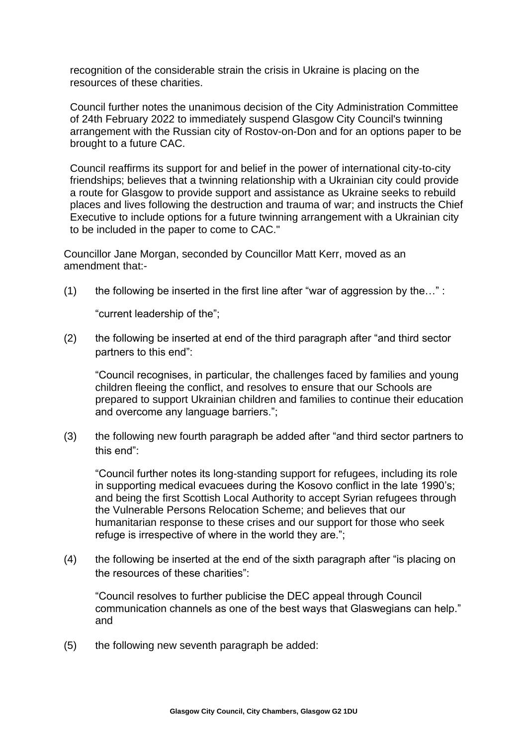recognition of the considerable strain the crisis in Ukraine is placing on the resources of these charities.

Council further notes the unanimous decision of the City Administration Committee of 24th February 2022 to immediately suspend Glasgow City Council's twinning arrangement with the Russian city of Rostov-on-Don and for an options paper to be brought to a future CAC.

Council reaffirms its support for and belief in the power of international city-to-city friendships; believes that a twinning relationship with a Ukrainian city could provide a route for Glasgow to provide support and assistance as Ukraine seeks to rebuild places and lives following the destruction and trauma of war; and instructs the Chief Executive to include options for a future twinning arrangement with a Ukrainian city to be included in the paper to come to CAC."

Councillor Jane Morgan, seconded by Councillor Matt Kerr, moved as an amendment that:-

(1) the following be inserted in the first line after "war of aggression by the…" :

"current leadership of the";

(2) the following be inserted at end of the third paragraph after "and third sector partners to this end":

"Council recognises, in particular, the challenges faced by families and young children fleeing the conflict, and resolves to ensure that our Schools are prepared to support Ukrainian children and families to continue their education and overcome any language barriers.";

(3) the following new fourth paragraph be added after "and third sector partners to this end":

"Council further notes its long-standing support for refugees, including its role in supporting medical evacuees during the Kosovo conflict in the late 1990's; and being the first Scottish Local Authority to accept Syrian refugees through the Vulnerable Persons Relocation Scheme; and believes that our humanitarian response to these crises and our support for those who seek refuge is irrespective of where in the world they are.";

(4) the following be inserted at the end of the sixth paragraph after "is placing on the resources of these charities":

"Council resolves to further publicise the DEC appeal through Council communication channels as one of the best ways that Glaswegians can help." and

(5) the following new seventh paragraph be added: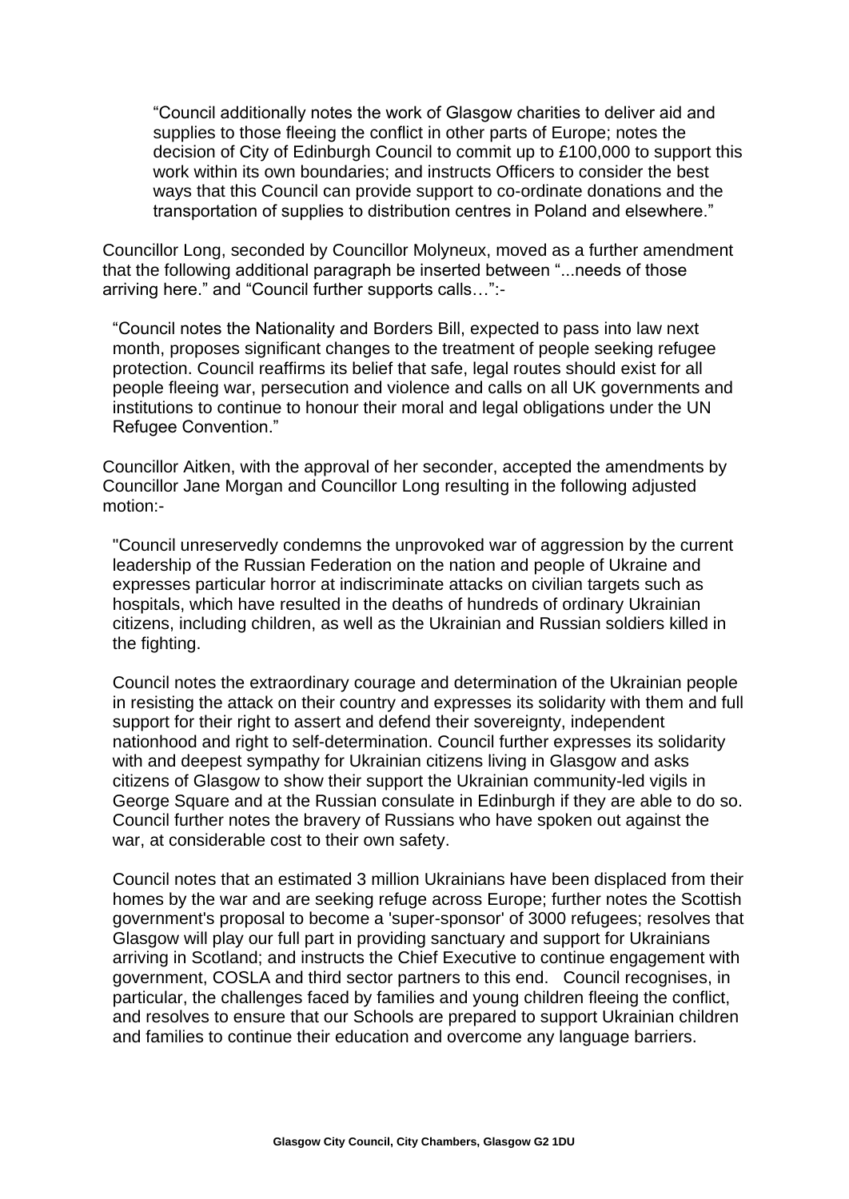> "Council additionally notes the work of Glasgow charities to deliver aid and supplies to those fleeing the conflict in other parts of Europe; notes the decision of City of Edinburgh Council to commit up to £100,000 to support this work within its own boundaries; and instructs Officers to consider the best ways that this Council can provide support to co-ordinate donations and the transportation of supplies to distribution centres in Poland and elsewhere."

Councillor Long, seconded by Councillor Molyneux, moved as a further amendment that the following additional paragraph be inserted between "...needs of those arriving here." and "Council further supports calls…":-

> "Council notes the Nationality and Borders Bill, expected to pass into law next month, proposes significant changes to the treatment of people seeking refugee protection. Council reaffirms its belief that safe, legal routes should exist for all people fleeing war, persecution and violence and calls on all UK governments and institutions to continue to honour their moral and legal obligations under the UN Refugee Convention."

Councillor Aitken, with the approval of her seconder, accepted the amendments by Councillor Jane Morgan and Councillor Long resulting in the following adjusted motion:-

> "Council unreservedly condemns the unprovoked war of aggression by the current leadership of the Russian Federation on the nation and people of Ukraine and expresses particular horror at indiscriminate attacks on civilian targets such as hospitals, which have resulted in the deaths of hundreds of ordinary Ukrainian citizens, including children, as well as the Ukrainian and Russian soldiers killed in the fighting.
>
> Council notes the extraordinary courage and determination of the Ukrainian people in resisting the attack on their country and expresses its solidarity with them and full support for their right to assert and defend their sovereignty, independent nationhood and right to self-determination. Council further expresses its solidarity with and deepest sympathy for Ukrainian citizens living in Glasgow and asks citizens of Glasgow to show their support the Ukrainian community-led vigils in George Square and at the Russian consulate in Edinburgh if they are able to do so. Council further notes the bravery of Russians who have spoken out against the war, at considerable cost to their own safety.
>
> Council notes that an estimated 3 million Ukrainians have been displaced from their homes by the war and are seeking refuge across Europe; further notes the Scottish government's proposal to become a 'super-sponsor' of 3000 refugees; resolves that Glasgow will play our full part in providing sanctuary and support for Ukrainians arriving in Scotland; and instructs the Chief Executive to continue engagement with government, COSLA and third sector partners to this end. Council recognises, in particular, the challenges faced by families and young children fleeing the conflict, and resolves to ensure that our Schools are prepared to support Ukrainian children and families to continue their education and overcome any language barriers.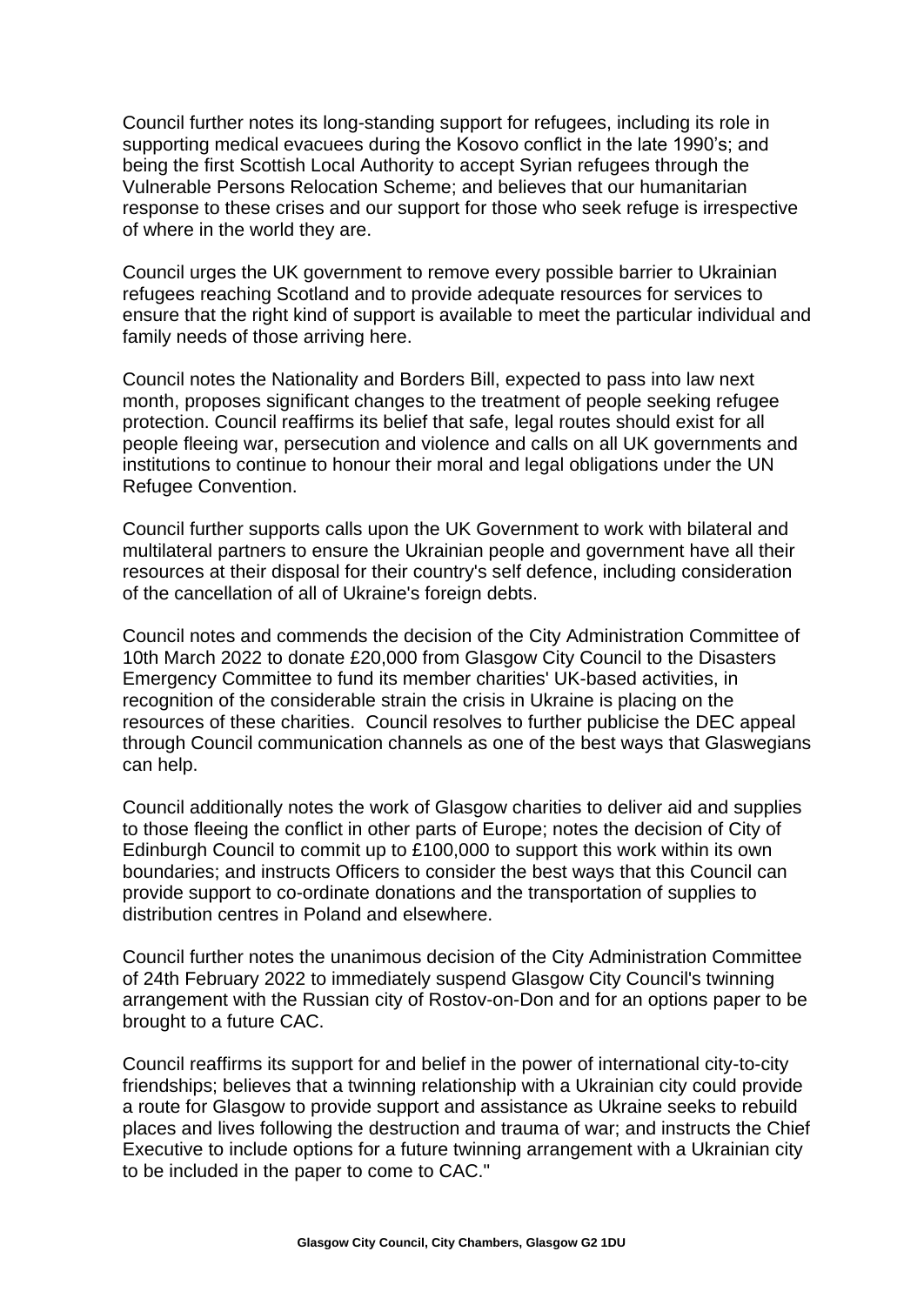Council further notes its long-standing support for refugees, including its role in supporting medical evacuees during the Kosovo conflict in the late 1990's; and being the first Scottish Local Authority to accept Syrian refugees through the Vulnerable Persons Relocation Scheme; and believes that our humanitarian response to these crises and our support for those who seek refuge is irrespective of where in the world they are.

Council urges the UK government to remove every possible barrier to Ukrainian refugees reaching Scotland and to provide adequate resources for services to ensure that the right kind of support is available to meet the particular individual and family needs of those arriving here.

Council notes the Nationality and Borders Bill, expected to pass into law next month, proposes significant changes to the treatment of people seeking refugee protection. Council reaffirms its belief that safe, legal routes should exist for all people fleeing war, persecution and violence and calls on all UK governments and institutions to continue to honour their moral and legal obligations under the UN Refugee Convention.

Council further supports calls upon the UK Government to work with bilateral and multilateral partners to ensure the Ukrainian people and government have all their resources at their disposal for their country's self defence, including consideration of the cancellation of all of Ukraine's foreign debts.

Council notes and commends the decision of the City Administration Committee of 10th March 2022 to donate £20,000 from Glasgow City Council to the Disasters Emergency Committee to fund its member charities' UK-based activities, in recognition of the considerable strain the crisis in Ukraine is placing on the resources of these charities. Council resolves to further publicise the DEC appeal through Council communication channels as one of the best ways that Glaswegians can help.

Council additionally notes the work of Glasgow charities to deliver aid and supplies to those fleeing the conflict in other parts of Europe; notes the decision of City of Edinburgh Council to commit up to £100,000 to support this work within its own boundaries; and instructs Officers to consider the best ways that this Council can provide support to co-ordinate donations and the transportation of supplies to distribution centres in Poland and elsewhere.

Council further notes the unanimous decision of the City Administration Committee of 24th February 2022 to immediately suspend Glasgow City Council's twinning arrangement with the Russian city of Rostov-on-Don and for an options paper to be brought to a future CAC.

Council reaffirms its support for and belief in the power of international city-to-city friendships; believes that a twinning relationship with a Ukrainian city could provide a route for Glasgow to provide support and assistance as Ukraine seeks to rebuild places and lives following the destruction and trauma of war; and instructs the Chief Executive to include options for a future twinning arrangement with a Ukrainian city to be included in the paper to come to CAC."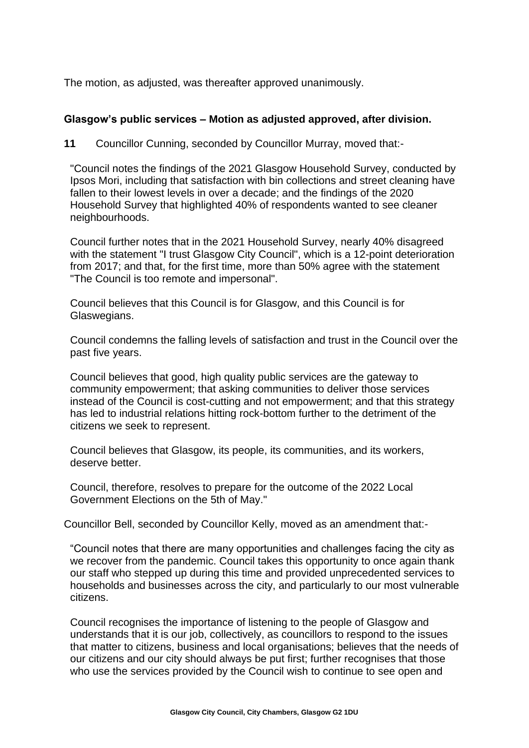The motion, as adjusted, was thereafter approved unanimously.

**Glasgow's public services – Motion as adjusted approved, after division.**

**11** Councillor Cunning, seconded by Councillor Murray, moved that:-

> "Council notes the findings of the 2021 Glasgow Household Survey, conducted by Ipsos Mori, including that satisfaction with bin collections and street cleaning have fallen to their lowest levels in over a decade; and the findings of the 2020 Household Survey that highlighted 40% of respondents wanted to see cleaner neighbourhoods.
>
> Council further notes that in the 2021 Household Survey, nearly 40% disagreed with the statement "I trust Glasgow City Council", which is a 12-point deterioration from 2017; and that, for the first time, more than 50% agree with the statement "The Council is too remote and impersonal".
>
> Council believes that this Council is for Glasgow, and this Council is for Glaswegians.
>
> Council condemns the falling levels of satisfaction and trust in the Council over the past five years.
>
> Council believes that good, high quality public services are the gateway to community empowerment; that asking communities to deliver those services instead of the Council is cost-cutting and not empowerment; and that this strategy has led to industrial relations hitting rock-bottom further to the detriment of the citizens we seek to represent.
>
> Council believes that Glasgow, its people, its communities, and its workers, deserve better.
>
> Council, therefore, resolves to prepare for the outcome of the 2022 Local Government Elections on the 5th of May."

Councillor Bell, seconded by Councillor Kelly, moved as an amendment that:-

> "Council notes that there are many opportunities and challenges facing the city as we recover from the pandemic. Council takes this opportunity to once again thank our staff who stepped up during this time and provided unprecedented services to households and businesses across the city, and particularly to our most vulnerable citizens.
>
> Council recognises the importance of listening to the people of Glasgow and understands that it is our job, collectively, as councillors to respond to the issues that matter to citizens, business and local organisations; believes that the needs of our citizens and our city should always be put first; further recognises that those who use the services provided by the Council wish to continue to see open and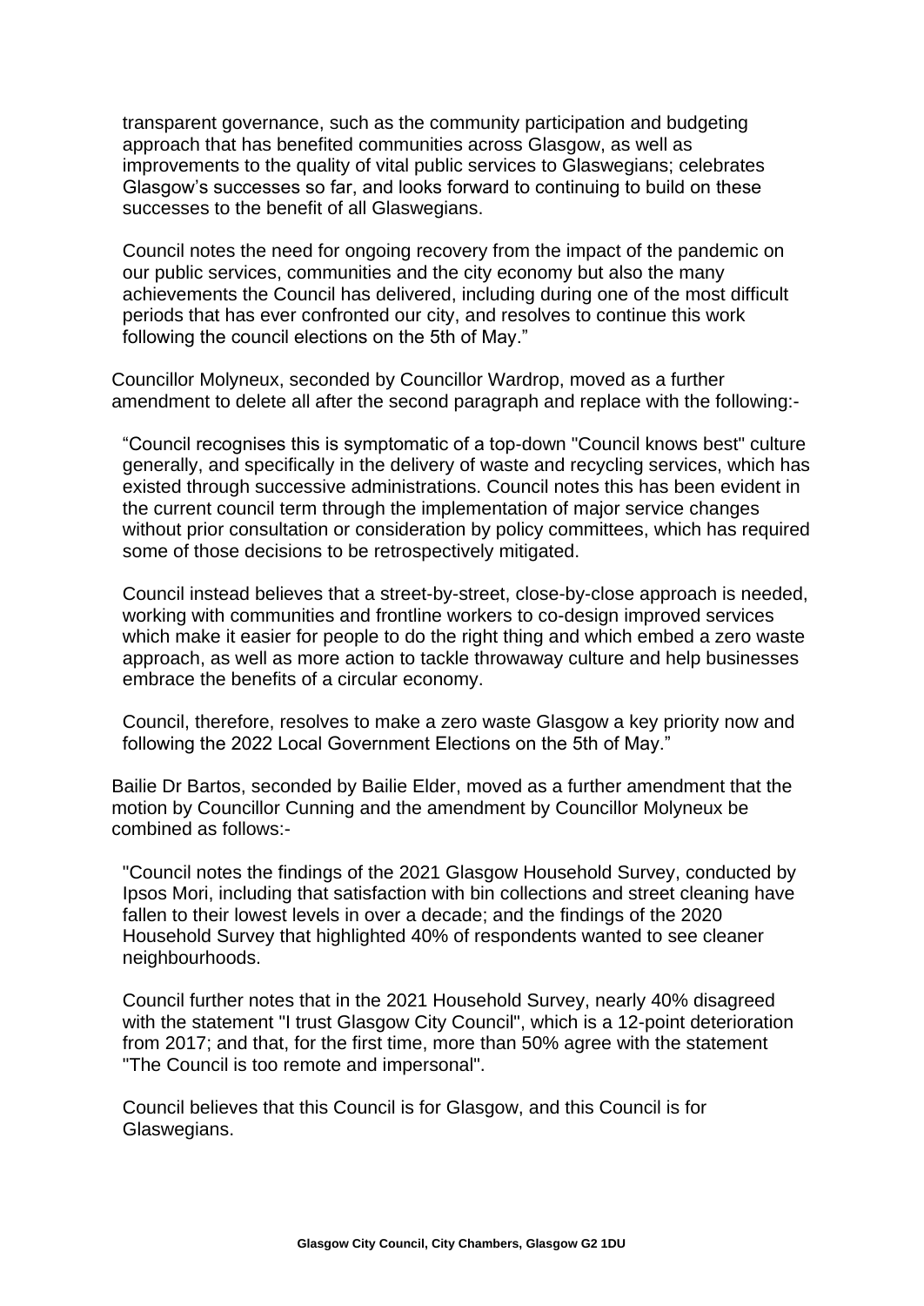transparent governance, such as the community participation and budgeting approach that has benefited communities across Glasgow, as well as improvements to the quality of vital public services to Glaswegians; celebrates Glasgow's successes so far, and looks forward to continuing to build on these successes to the benefit of all Glaswegians.

Council notes the need for ongoing recovery from the impact of the pandemic on our public services, communities and the city economy but also the many achievements the Council has delivered, including during one of the most difficult periods that has ever confronted our city, and resolves to continue this work following the council elections on the 5th of May."

Councillor Molyneux, seconded by Councillor Wardrop, moved as a further amendment to delete all after the second paragraph and replace with the following:-

"Council recognises this is symptomatic of a top-down "Council knows best" culture generally, and specifically in the delivery of waste and recycling services, which has existed through successive administrations. Council notes this has been evident in the current council term through the implementation of major service changes without prior consultation or consideration by policy committees, which has required some of those decisions to be retrospectively mitigated.

Council instead believes that a street-by-street, close-by-close approach is needed, working with communities and frontline workers to co-design improved services which make it easier for people to do the right thing and which embed a zero waste approach, as well as more action to tackle throwaway culture and help businesses embrace the benefits of a circular economy.

Council, therefore, resolves to make a zero waste Glasgow a key priority now and following the 2022 Local Government Elections on the 5th of May."

Bailie Dr Bartos, seconded by Bailie Elder, moved as a further amendment that the motion by Councillor Cunning and the amendment by Councillor Molyneux be combined as follows:-

"Council notes the findings of the 2021 Glasgow Household Survey, conducted by Ipsos Mori, including that satisfaction with bin collections and street cleaning have fallen to their lowest levels in over a decade; and the findings of the 2020 Household Survey that highlighted 40% of respondents wanted to see cleaner neighbourhoods.

Council further notes that in the 2021 Household Survey, nearly 40% disagreed with the statement "I trust Glasgow City Council", which is a 12-point deterioration from 2017; and that, for the first time, more than 50% agree with the statement "The Council is too remote and impersonal".

Council believes that this Council is for Glasgow, and this Council is for Glaswegians.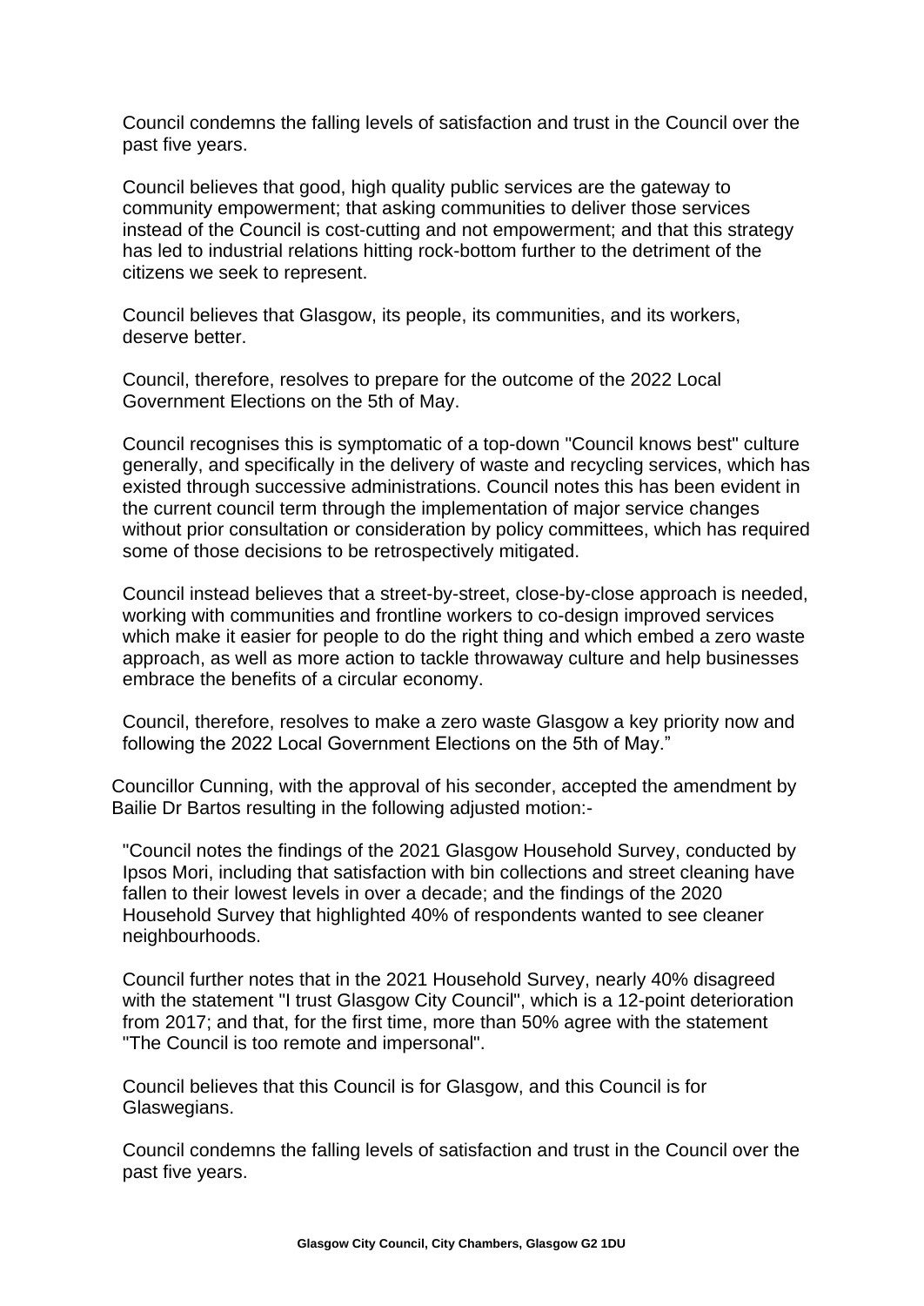Council condemns the falling levels of satisfaction and trust in the Council over the past five years.

Council believes that good, high quality public services are the gateway to community empowerment; that asking communities to deliver those services instead of the Council is cost-cutting and not empowerment; and that this strategy has led to industrial relations hitting rock-bottom further to the detriment of the citizens we seek to represent.

Council believes that Glasgow, its people, its communities, and its workers, deserve better.

Council, therefore, resolves to prepare for the outcome of the 2022 Local Government Elections on the 5th of May.

Council recognises this is symptomatic of a top-down "Council knows best" culture generally, and specifically in the delivery of waste and recycling services, which has existed through successive administrations. Council notes this has been evident in the current council term through the implementation of major service changes without prior consultation or consideration by policy committees, which has required some of those decisions to be retrospectively mitigated.

Council instead believes that a street-by-street, close-by-close approach is needed, working with communities and frontline workers to co-design improved services which make it easier for people to do the right thing and which embed a zero waste approach, as well as more action to tackle throwaway culture and help businesses embrace the benefits of a circular economy.

Council, therefore, resolves to make a zero waste Glasgow a key priority now and following the 2022 Local Government Elections on the 5th of May."

Councillor Cunning, with the approval of his seconder, accepted the amendment by Bailie Dr Bartos resulting in the following adjusted motion:-

"Council notes the findings of the 2021 Glasgow Household Survey, conducted by Ipsos Mori, including that satisfaction with bin collections and street cleaning have fallen to their lowest levels in over a decade; and the findings of the 2020 Household Survey that highlighted 40% of respondents wanted to see cleaner neighbourhoods.

Council further notes that in the 2021 Household Survey, nearly 40% disagreed with the statement "I trust Glasgow City Council", which is a 12-point deterioration from 2017; and that, for the first time, more than 50% agree with the statement "The Council is too remote and impersonal".

Council believes that this Council is for Glasgow, and this Council is for Glaswegians.

Council condemns the falling levels of satisfaction and trust in the Council over the past five years.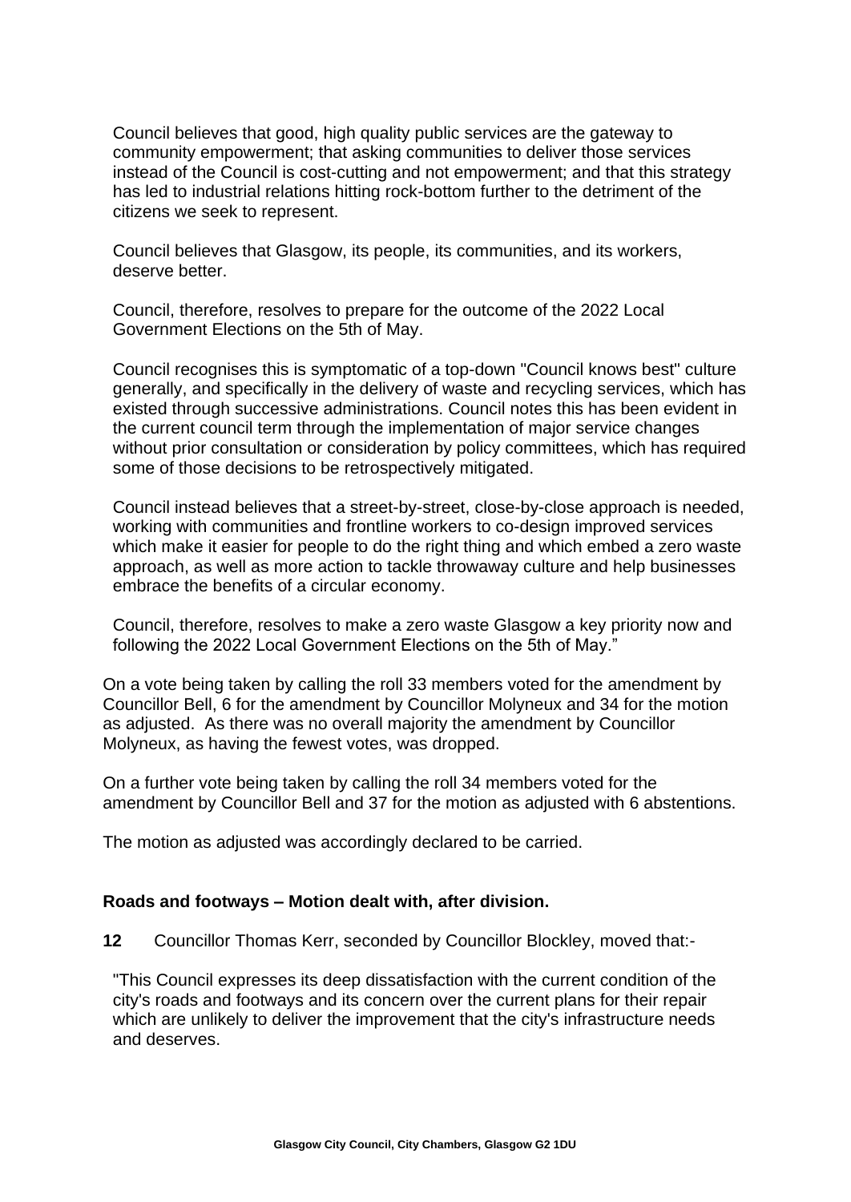Council believes that good, high quality public services are the gateway to community empowerment; that asking communities to deliver those services instead of the Council is cost-cutting and not empowerment; and that this strategy has led to industrial relations hitting rock-bottom further to the detriment of the citizens we seek to represent.

Council believes that Glasgow, its people, its communities, and its workers, deserve better.

Council, therefore, resolves to prepare for the outcome of the 2022 Local Government Elections on the 5th of May.

Council recognises this is symptomatic of a top-down "Council knows best" culture generally, and specifically in the delivery of waste and recycling services, which has existed through successive administrations. Council notes this has been evident in the current council term through the implementation of major service changes without prior consultation or consideration by policy committees, which has required some of those decisions to be retrospectively mitigated.

Council instead believes that a street-by-street, close-by-close approach is needed, working with communities and frontline workers to co-design improved services which make it easier for people to do the right thing and which embed a zero waste approach, as well as more action to tackle throwaway culture and help businesses embrace the benefits of a circular economy.

Council, therefore, resolves to make a zero waste Glasgow a key priority now and following the 2022 Local Government Elections on the 5th of May."

On a vote being taken by calling the roll 33 members voted for the amendment by Councillor Bell, 6 for the amendment by Councillor Molyneux and 34 for the motion as adjusted. As there was no overall majority the amendment by Councillor Molyneux, as having the fewest votes, was dropped.

On a further vote being taken by calling the roll 34 members voted for the amendment by Councillor Bell and 37 for the motion as adjusted with 6 abstentions.

The motion as adjusted was accordingly declared to be carried.

**Roads and footways – Motion dealt with, after division.**

**12** Councillor Thomas Kerr, seconded by Councillor Blockley, moved that:-

"This Council expresses its deep dissatisfaction with the current condition of the city's roads and footways and its concern over the current plans for their repair which are unlikely to deliver the improvement that the city's infrastructure needs and deserves.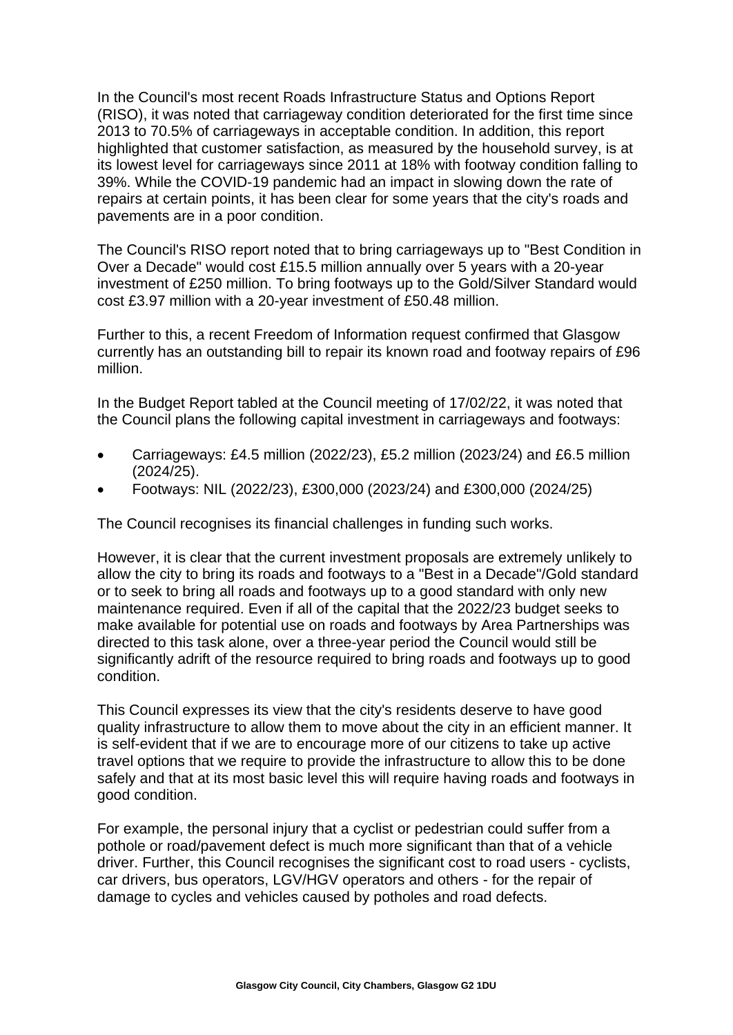In the Council's most recent Roads Infrastructure Status and Options Report (RISO), it was noted that carriageway condition deteriorated for the first time since 2013 to 70.5% of carriageways in acceptable condition. In addition, this report highlighted that customer satisfaction, as measured by the household survey, is at its lowest level for carriageways since 2011 at 18% with footway condition falling to 39%. While the COVID-19 pandemic had an impact in slowing down the rate of repairs at certain points, it has been clear for some years that the city's roads and pavements are in a poor condition.

The Council's RISO report noted that to bring carriageways up to "Best Condition in Over a Decade" would cost £15.5 million annually over 5 years with a 20-year investment of £250 million. To bring footways up to the Gold/Silver Standard would cost £3.97 million with a 20-year investment of £50.48 million.

Further to this, a recent Freedom of Information request confirmed that Glasgow currently has an outstanding bill to repair its known road and footway repairs of £96 million.

In the Budget Report tabled at the Council meeting of 17/02/22, it was noted that the Council plans the following capital investment in carriageways and footways:

- Carriageways: £4.5 million (2022/23), £5.2 million (2023/24) and £6.5 million (2024/25).
- Footways: NIL (2022/23), £300,000 (2023/24) and £300,000 (2024/25)

The Council recognises its financial challenges in funding such works.

However, it is clear that the current investment proposals are extremely unlikely to allow the city to bring its roads and footways to a "Best in a Decade"/Gold standard or to seek to bring all roads and footways up to a good standard with only new maintenance required. Even if all of the capital that the 2022/23 budget seeks to make available for potential use on roads and footways by Area Partnerships was directed to this task alone, over a three-year period the Council would still be significantly adrift of the resource required to bring roads and footways up to good condition.

This Council expresses its view that the city's residents deserve to have good quality infrastructure to allow them to move about the city in an efficient manner. It is self-evident that if we are to encourage more of our citizens to take up active travel options that we require to provide the infrastructure to allow this to be done safely and that at its most basic level this will require having roads and footways in good condition.

For example, the personal injury that a cyclist or pedestrian could suffer from a pothole or road/pavement defect is much more significant than that of a vehicle driver. Further, this Council recognises the significant cost to road users - cyclists, car drivers, bus operators, LGV/HGV operators and others - for the repair of damage to cycles and vehicles caused by potholes and road defects.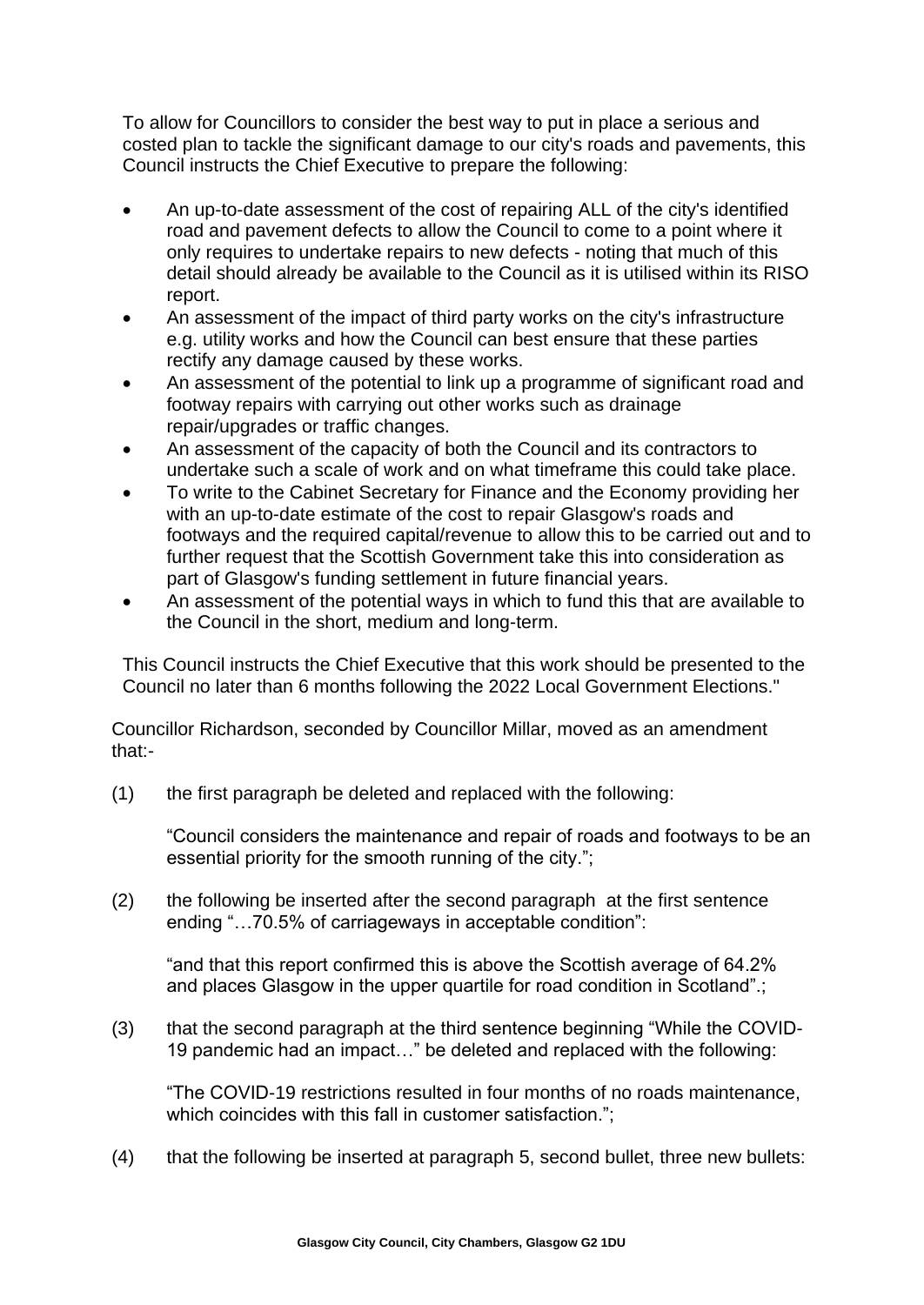To allow for Councillors to consider the best way to put in place a serious and costed plan to tackle the significant damage to our city's roads and pavements, this Council instructs the Chief Executive to prepare the following:

- An up-to-date assessment of the cost of repairing ALL of the city's identified road and pavement defects to allow the Council to come to a point where it only requires to undertake repairs to new defects - noting that much of this detail should already be available to the Council as it is utilised within its RISO report.
- An assessment of the impact of third party works on the city's infrastructure e.g. utility works and how the Council can best ensure that these parties rectify any damage caused by these works.
- An assessment of the potential to link up a programme of significant road and footway repairs with carrying out other works such as drainage repair/upgrades or traffic changes.
- An assessment of the capacity of both the Council and its contractors to undertake such a scale of work and on what timeframe this could take place.
- To write to the Cabinet Secretary for Finance and the Economy providing her with an up-to-date estimate of the cost to repair Glasgow's roads and footways and the required capital/revenue to allow this to be carried out and to further request that the Scottish Government take this into consideration as part of Glasgow's funding settlement in future financial years.
- An assessment of the potential ways in which to fund this that are available to the Council in the short, medium and long-term.

This Council instructs the Chief Executive that this work should be presented to the Council no later than 6 months following the 2022 Local Government Elections."

Councillor Richardson, seconded by Councillor Millar, moved as an amendment that:-

(1) the first paragraph be deleted and replaced with the following:

"Council considers the maintenance and repair of roads and footways to be an essential priority for the smooth running of the city.";

(2) the following be inserted after the second paragraph at the first sentence ending "…70.5% of carriageways in acceptable condition":

"and that this report confirmed this is above the Scottish average of 64.2% and places Glasgow in the upper quartile for road condition in Scotland".;

(3) that the second paragraph at the third sentence beginning "While the COVID-19 pandemic had an impact…" be deleted and replaced with the following:

"The COVID-19 restrictions resulted in four months of no roads maintenance, which coincides with this fall in customer satisfaction.";

(4) that the following be inserted at paragraph 5, second bullet, three new bullets: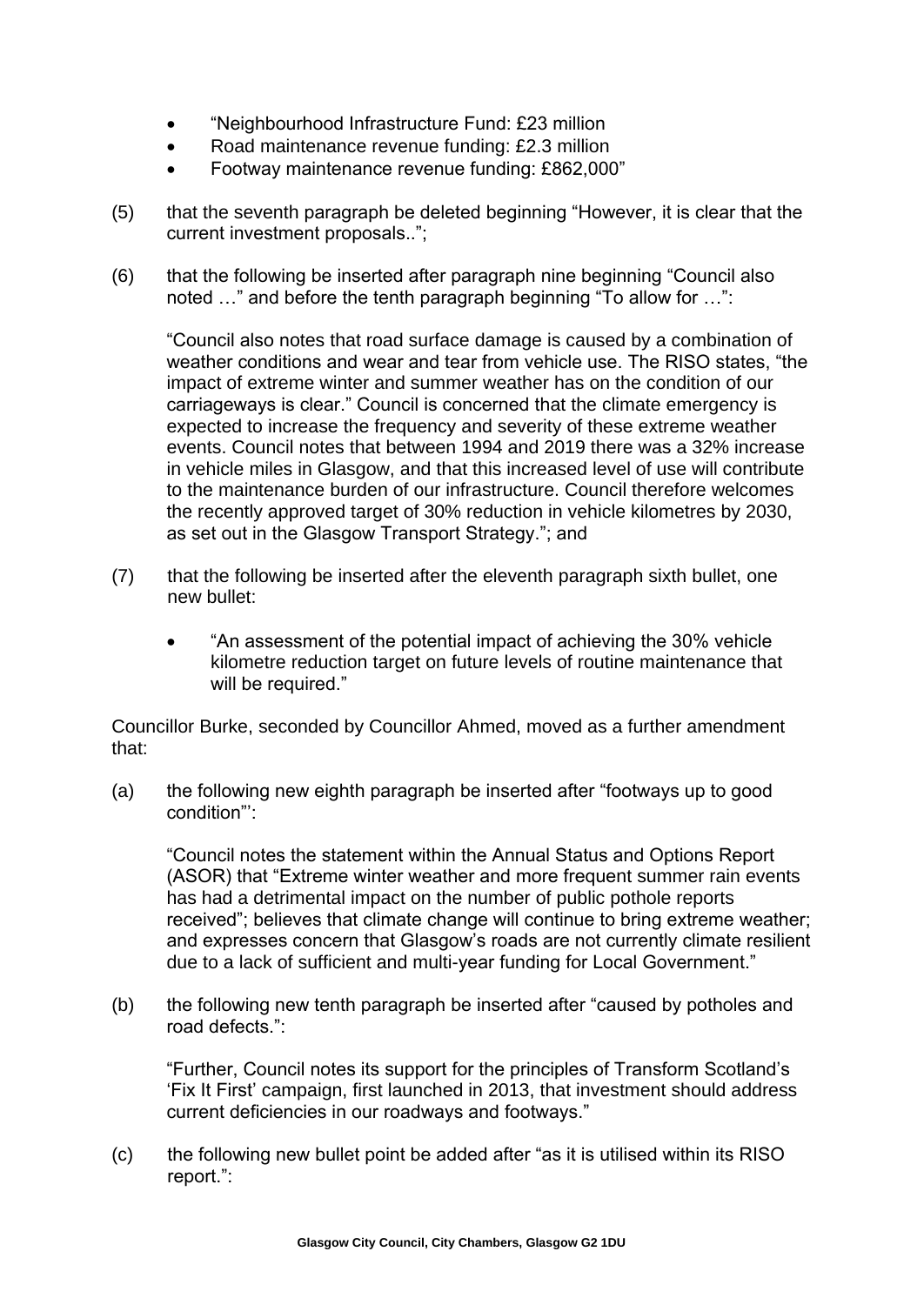- "Neighbourhood Infrastructure Fund: £23 million
- Road maintenance revenue funding: £2.3 million
- Footway maintenance revenue funding: £862,000"

(5) that the seventh paragraph be deleted beginning "However, it is clear that the current investment proposals..";

(6) that the following be inserted after paragraph nine beginning "Council also noted …" and before the tenth paragraph beginning "To allow for …":

"Council also notes that road surface damage is caused by a combination of weather conditions and wear and tear from vehicle use. The RISO states, "the impact of extreme winter and summer weather has on the condition of our carriageways is clear." Council is concerned that the climate emergency is expected to increase the frequency and severity of these extreme weather events. Council notes that between 1994 and 2019 there was a 32% increase in vehicle miles in Glasgow, and that this increased level of use will contribute to the maintenance burden of our infrastructure. Council therefore welcomes the recently approved target of 30% reduction in vehicle kilometres by 2030, as set out in the Glasgow Transport Strategy."; and

(7) that the following be inserted after the eleventh paragraph sixth bullet, one new bullet:

- "An assessment of the potential impact of achieving the 30% vehicle kilometre reduction target on future levels of routine maintenance that will be required."

Councillor Burke, seconded by Councillor Ahmed, moved as a further amendment that:

(a) the following new eighth paragraph be inserted after "footways up to good condition"':

"Council notes the statement within the Annual Status and Options Report (ASOR) that "Extreme winter weather and more frequent summer rain events has had a detrimental impact on the number of public pothole reports received"; believes that climate change will continue to bring extreme weather; and expresses concern that Glasgow's roads are not currently climate resilient due to a lack of sufficient and multi-year funding for Local Government."

(b) the following new tenth paragraph be inserted after "caused by potholes and road defects.":

"Further, Council notes its support for the principles of Transform Scotland's 'Fix It First' campaign, first launched in 2013, that investment should address current deficiencies in our roadways and footways."

(c) the following new bullet point be added after "as it is utilised within its RISO report.":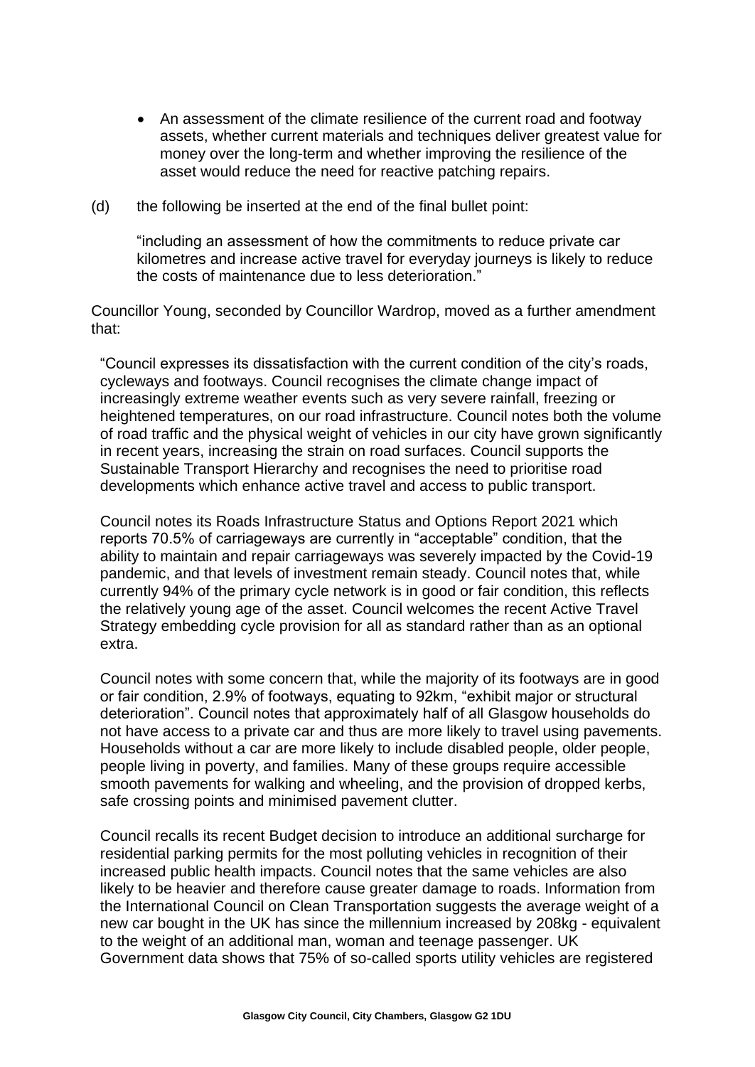- An assessment of the climate resilience of the current road and footway assets, whether current materials and techniques deliver greatest value for money over the long-term and whether improving the resilience of the asset would reduce the need for reactive patching repairs.

(d) the following be inserted at the end of the final bullet point:

> "including an assessment of how the commitments to reduce private car kilometres and increase active travel for everyday journeys is likely to reduce the costs of maintenance due to less deterioration."

Councillor Young, seconded by Councillor Wardrop, moved as a further amendment that:

> "Council expresses its dissatisfaction with the current condition of the city's roads, cycleways and footways. Council recognises the climate change impact of increasingly extreme weather events such as very severe rainfall, freezing or heightened temperatures, on our road infrastructure. Council notes both the volume of road traffic and the physical weight of vehicles in our city have grown significantly in recent years, increasing the strain on road surfaces. Council supports the Sustainable Transport Hierarchy and recognises the need to prioritise road developments which enhance active travel and access to public transport.
>
> Council notes its Roads Infrastructure Status and Options Report 2021 which reports 70.5% of carriageways are currently in "acceptable" condition, that the ability to maintain and repair carriageways was severely impacted by the Covid-19 pandemic, and that levels of investment remain steady. Council notes that, while currently 94% of the primary cycle network is in good or fair condition, this reflects the relatively young age of the asset. Council welcomes the recent Active Travel Strategy embedding cycle provision for all as standard rather than as an optional extra.
>
> Council notes with some concern that, while the majority of its footways are in good or fair condition, 2.9% of footways, equating to 92km, "exhibit major or structural deterioration". Council notes that approximately half of all Glasgow households do not have access to a private car and thus are more likely to travel using pavements. Households without a car are more likely to include disabled people, older people, people living in poverty, and families. Many of these groups require accessible smooth pavements for walking and wheeling, and the provision of dropped kerbs, safe crossing points and minimised pavement clutter.
>
> Council recalls its recent Budget decision to introduce an additional surcharge for residential parking permits for the most polluting vehicles in recognition of their increased public health impacts. Council notes that the same vehicles are also likely to be heavier and therefore cause greater damage to roads. Information from the International Council on Clean Transportation suggests the average weight of a new car bought in the UK has since the millennium increased by 208kg - equivalent to the weight of an additional man, woman and teenage passenger. UK Government data shows that 75% of so-called sports utility vehicles are registered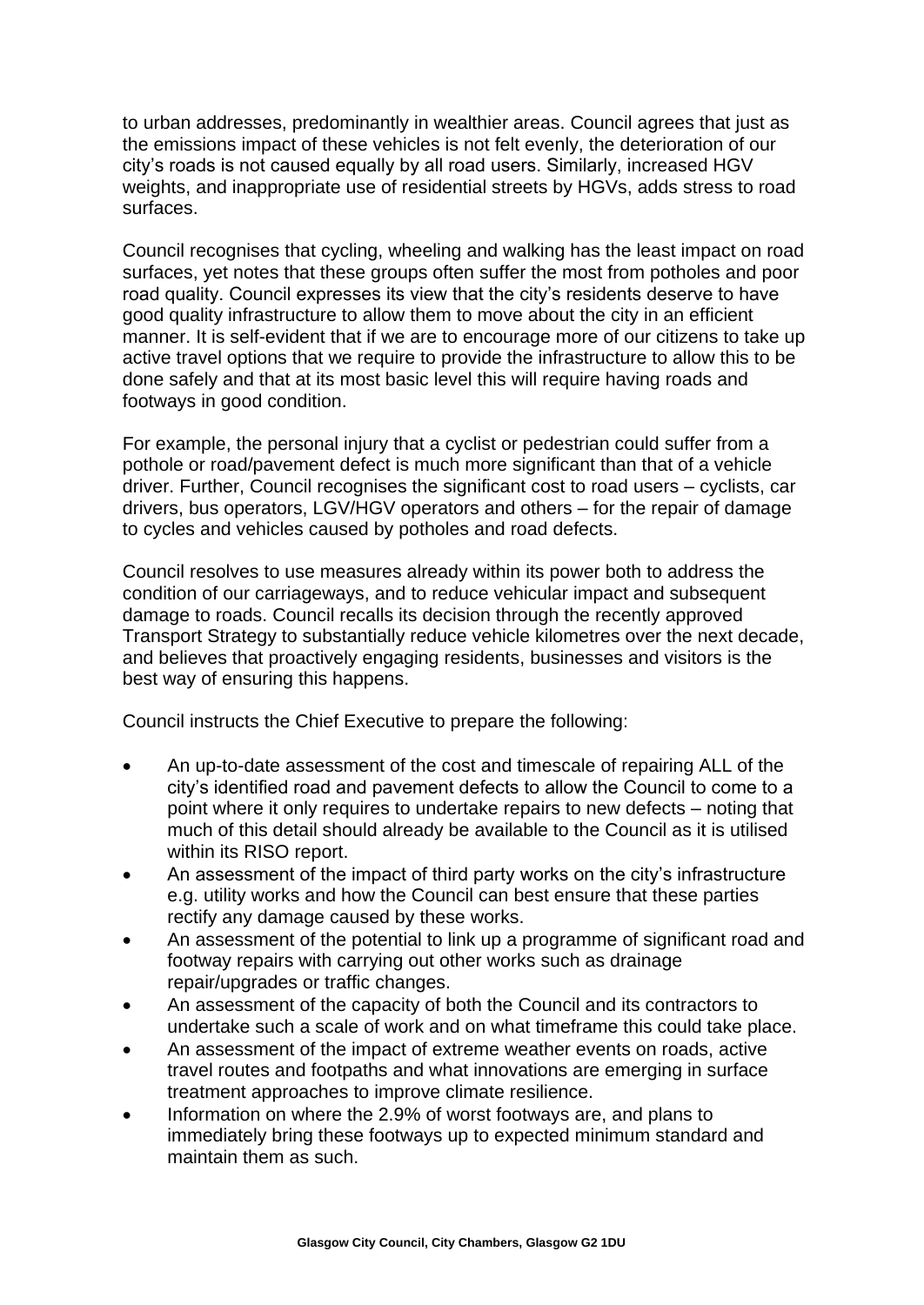to urban addresses, predominantly in wealthier areas. Council agrees that just as the emissions impact of these vehicles is not felt evenly, the deterioration of our city's roads is not caused equally by all road users. Similarly, increased HGV weights, and inappropriate use of residential streets by HGVs, adds stress to road surfaces.

Council recognises that cycling, wheeling and walking has the least impact on road surfaces, yet notes that these groups often suffer the most from potholes and poor road quality. Council expresses its view that the city's residents deserve to have good quality infrastructure to allow them to move about the city in an efficient manner. It is self-evident that if we are to encourage more of our citizens to take up active travel options that we require to provide the infrastructure to allow this to be done safely and that at its most basic level this will require having roads and footways in good condition.

For example, the personal injury that a cyclist or pedestrian could suffer from a pothole or road/pavement defect is much more significant than that of a vehicle driver. Further, Council recognises the significant cost to road users – cyclists, car drivers, bus operators, LGV/HGV operators and others – for the repair of damage to cycles and vehicles caused by potholes and road defects.

Council resolves to use measures already within its power both to address the condition of our carriageways, and to reduce vehicular impact and subsequent damage to roads. Council recalls its decision through the recently approved Transport Strategy to substantially reduce vehicle kilometres over the next decade, and believes that proactively engaging residents, businesses and visitors is the best way of ensuring this happens.

Council instructs the Chief Executive to prepare the following:

- An up-to-date assessment of the cost and timescale of repairing ALL of the city's identified road and pavement defects to allow the Council to come to a point where it only requires to undertake repairs to new defects – noting that much of this detail should already be available to the Council as it is utilised within its RISO report.
- An assessment of the impact of third party works on the city's infrastructure e.g. utility works and how the Council can best ensure that these parties rectify any damage caused by these works.
- An assessment of the potential to link up a programme of significant road and footway repairs with carrying out other works such as drainage repair/upgrades or traffic changes.
- An assessment of the capacity of both the Council and its contractors to undertake such a scale of work and on what timeframe this could take place.
- An assessment of the impact of extreme weather events on roads, active travel routes and footpaths and what innovations are emerging in surface treatment approaches to improve climate resilience.
- Information on where the 2.9% of worst footways are, and plans to immediately bring these footways up to expected minimum standard and maintain them as such.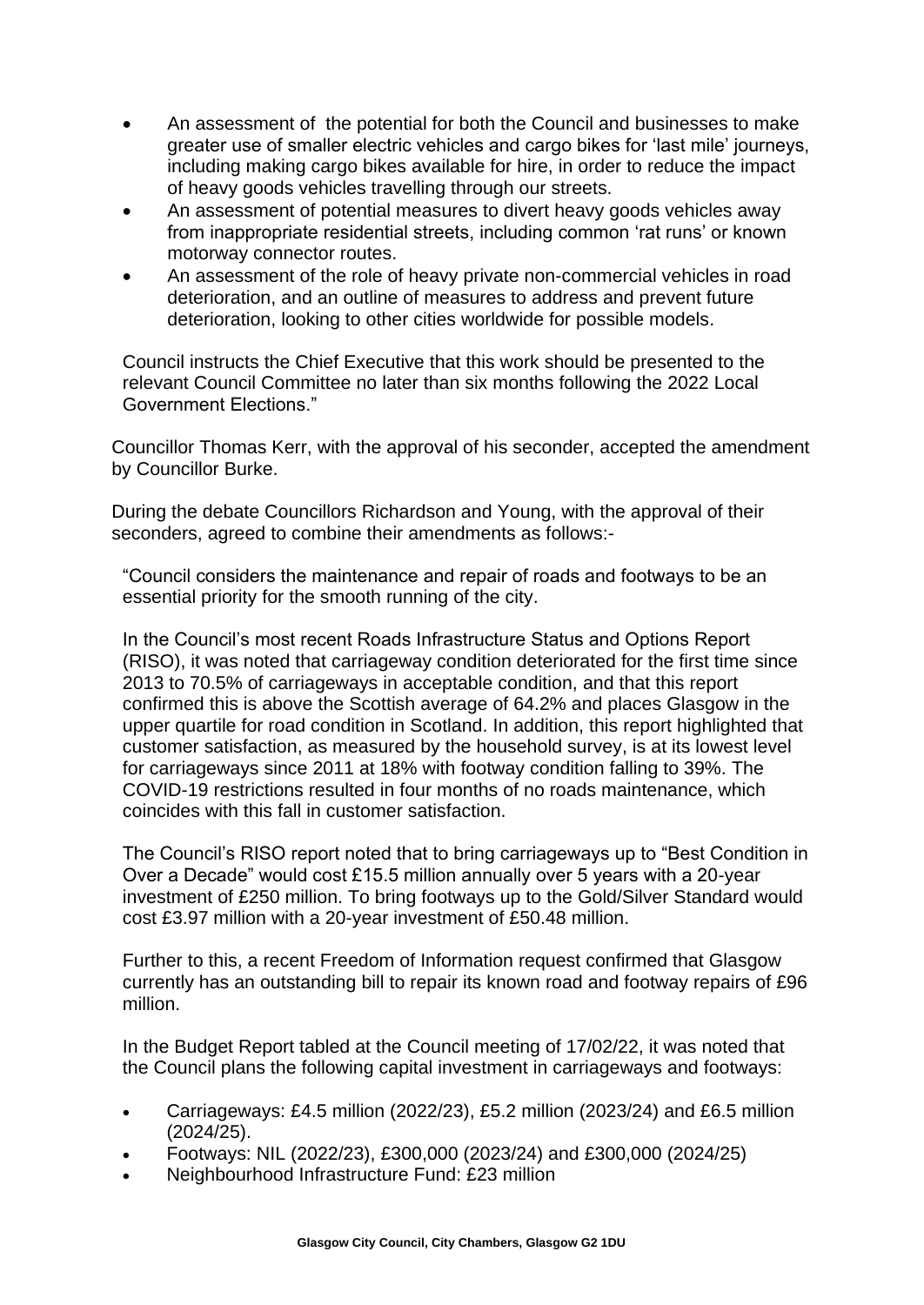- An assessment of  the potential for both the Council and businesses to make greater use of smaller electric vehicles and cargo bikes for 'last mile' journeys, including making cargo bikes available for hire, in order to reduce the impact of heavy goods vehicles travelling through our streets.
- An assessment of potential measures to divert heavy goods vehicles away from inappropriate residential streets, including common 'rat runs' or known motorway connector routes.
- An assessment of the role of heavy private non-commercial vehicles in road deterioration, and an outline of measures to address and prevent future deterioration, looking to other cities worldwide for possible models.

Council instructs the Chief Executive that this work should be presented to the relevant Council Committee no later than six months following the 2022 Local Government Elections."

Councillor Thomas Kerr, with the approval of his seconder, accepted the amendment by Councillor Burke.

During the debate Councillors Richardson and Young, with the approval of their seconders, agreed to combine their amendments as follows:-

"Council considers the maintenance and repair of roads and footways to be an essential priority for the smooth running of the city.

In the Council's most recent Roads Infrastructure Status and Options Report (RISO), it was noted that carriageway condition deteriorated for the first time since 2013 to 70.5% of carriageways in acceptable condition, and that this report confirmed this is above the Scottish average of 64.2% and places Glasgow in the upper quartile for road condition in Scotland. In addition, this report highlighted that customer satisfaction, as measured by the household survey, is at its lowest level for carriageways since 2011 at 18% with footway condition falling to 39%. The COVID-19 restrictions resulted in four months of no roads maintenance, which coincides with this fall in customer satisfaction.

The Council's RISO report noted that to bring carriageways up to "Best Condition in Over a Decade" would cost £15.5 million annually over 5 years with a 20-year investment of £250 million. To bring footways up to the Gold/Silver Standard would cost £3.97 million with a 20-year investment of £50.48 million.

Further to this, a recent Freedom of Information request confirmed that Glasgow currently has an outstanding bill to repair its known road and footway repairs of £96 million.

In the Budget Report tabled at the Council meeting of 17/02/22, it was noted that the Council plans the following capital investment in carriageways and footways:

- Carriageways: £4.5 million (2022/23), £5.2 million (2023/24) and £6.5 million (2024/25).
- Footways: NIL (2022/23), £300,000 (2023/24) and £300,000 (2024/25)
- Neighbourhood Infrastructure Fund: £23 million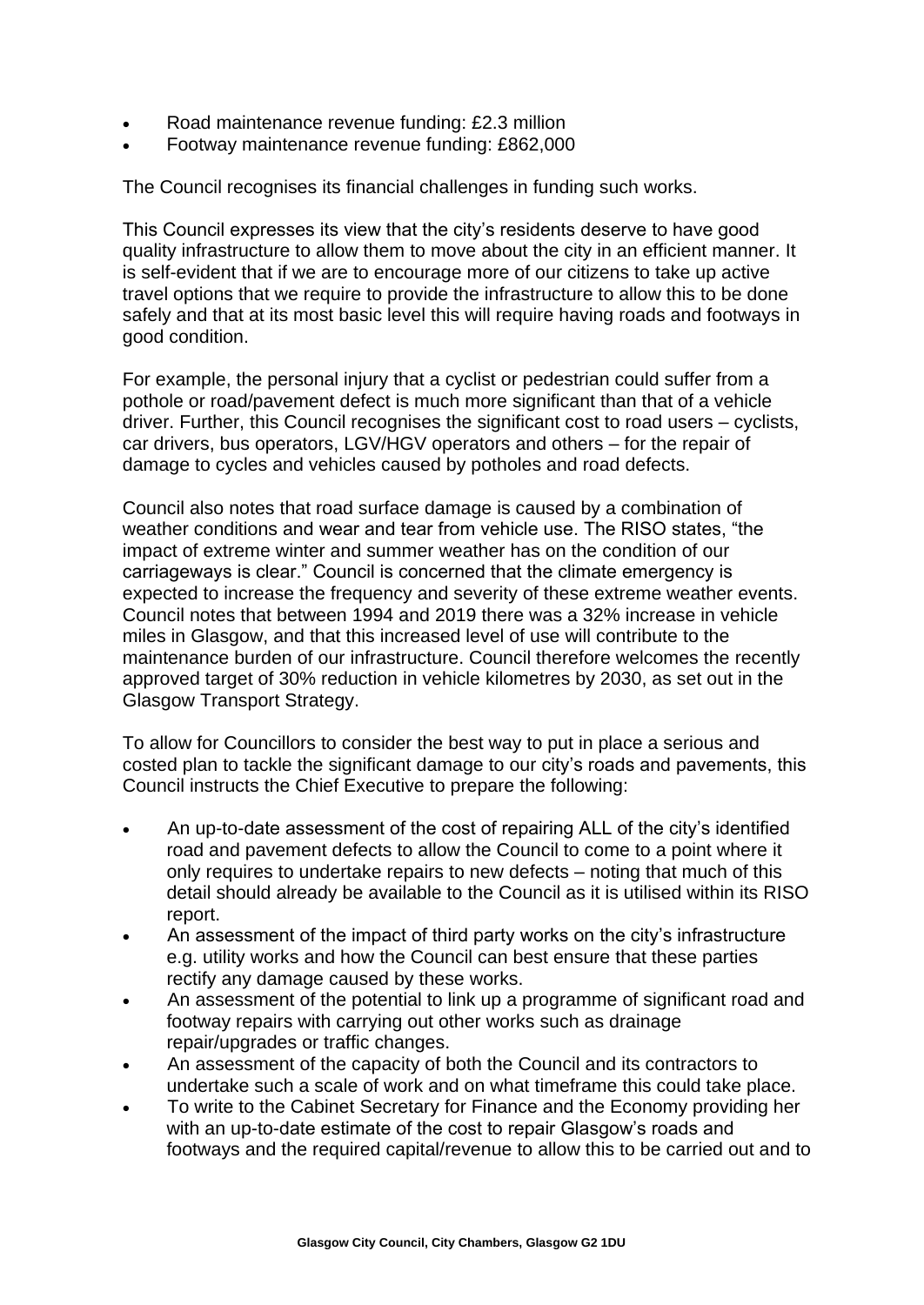- Road maintenance revenue funding: £2.3 million
- Footway maintenance revenue funding: £862,000

The Council recognises its financial challenges in funding such works.

This Council expresses its view that the city's residents deserve to have good quality infrastructure to allow them to move about the city in an efficient manner. It is self-evident that if we are to encourage more of our citizens to take up active travel options that we require to provide the infrastructure to allow this to be done safely and that at its most basic level this will require having roads and footways in good condition.

For example, the personal injury that a cyclist or pedestrian could suffer from a pothole or road/pavement defect is much more significant than that of a vehicle driver. Further, this Council recognises the significant cost to road users – cyclists, car drivers, bus operators, LGV/HGV operators and others – for the repair of damage to cycles and vehicles caused by potholes and road defects.

Council also notes that road surface damage is caused by a combination of weather conditions and wear and tear from vehicle use. The RISO states, "the impact of extreme winter and summer weather has on the condition of our carriageways is clear." Council is concerned that the climate emergency is expected to increase the frequency and severity of these extreme weather events. Council notes that between 1994 and 2019 there was a 32% increase in vehicle miles in Glasgow, and that this increased level of use will contribute to the maintenance burden of our infrastructure. Council therefore welcomes the recently approved target of 30% reduction in vehicle kilometres by 2030, as set out in the Glasgow Transport Strategy.

To allow for Councillors to consider the best way to put in place a serious and costed plan to tackle the significant damage to our city's roads and pavements, this Council instructs the Chief Executive to prepare the following:

- An up-to-date assessment of the cost of repairing ALL of the city's identified road and pavement defects to allow the Council to come to a point where it only requires to undertake repairs to new defects – noting that much of this detail should already be available to the Council as it is utilised within its RISO report.
- An assessment of the impact of third party works on the city's infrastructure e.g. utility works and how the Council can best ensure that these parties rectify any damage caused by these works.
- An assessment of the potential to link up a programme of significant road and footway repairs with carrying out other works such as drainage repair/upgrades or traffic changes.
- An assessment of the capacity of both the Council and its contractors to undertake such a scale of work and on what timeframe this could take place.
- To write to the Cabinet Secretary for Finance and the Economy providing her with an up-to-date estimate of the cost to repair Glasgow's roads and footways and the required capital/revenue to allow this to be carried out and to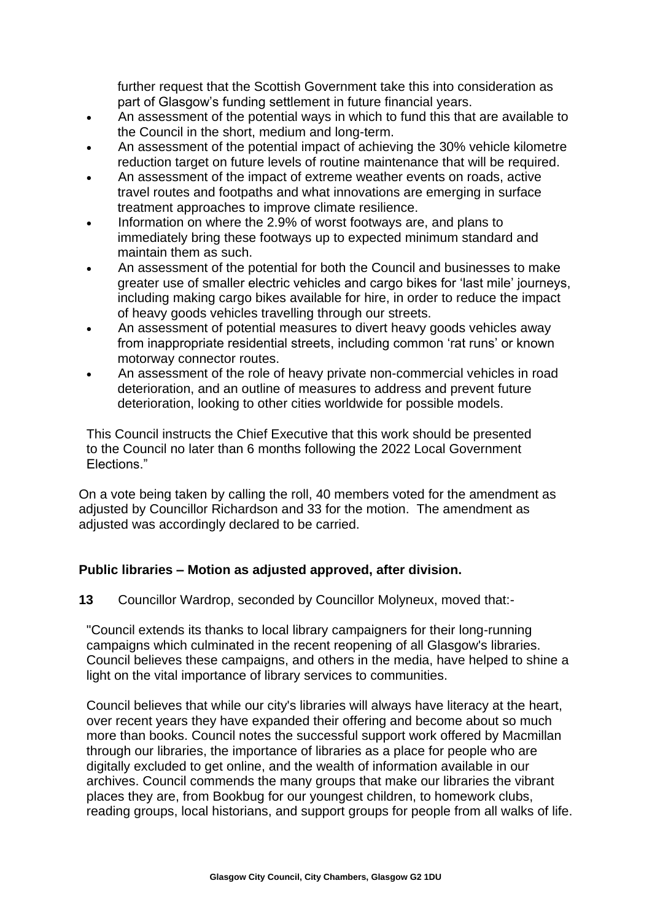further request that the Scottish Government take this into consideration as part of Glasgow's funding settlement in future financial years.

- An assessment of the potential ways in which to fund this that are available to the Council in the short, medium and long-term.
- An assessment of the potential impact of achieving the 30% vehicle kilometre reduction target on future levels of routine maintenance that will be required.
- An assessment of the impact of extreme weather events on roads, active travel routes and footpaths and what innovations are emerging in surface treatment approaches to improve climate resilience.
- Information on where the 2.9% of worst footways are, and plans to immediately bring these footways up to expected minimum standard and maintain them as such.
- An assessment of the potential for both the Council and businesses to make greater use of smaller electric vehicles and cargo bikes for 'last mile' journeys, including making cargo bikes available for hire, in order to reduce the impact of heavy goods vehicles travelling through our streets.
- An assessment of potential measures to divert heavy goods vehicles away from inappropriate residential streets, including common 'rat runs' or known motorway connector routes.
- An assessment of the role of heavy private non-commercial vehicles in road deterioration, and an outline of measures to address and prevent future deterioration, looking to other cities worldwide for possible models.

This Council instructs the Chief Executive that this work should be presented to the Council no later than 6 months following the 2022 Local Government Elections."

On a vote being taken by calling the roll, 40 members voted for the amendment as adjusted by Councillor Richardson and 33 for the motion. The amendment as adjusted was accordingly declared to be carried.

**Public libraries – Motion as adjusted approved, after division.**

**13** Councillor Wardrop, seconded by Councillor Molyneux, moved that:-

"Council extends its thanks to local library campaigners for their long-running campaigns which culminated in the recent reopening of all Glasgow's libraries. Council believes these campaigns, and others in the media, have helped to shine a light on the vital importance of library services to communities.

Council believes that while our city's libraries will always have literacy at the heart, over recent years they have expanded their offering and become about so much more than books. Council notes the successful support work offered by Macmillan through our libraries, the importance of libraries as a place for people who are digitally excluded to get online, and the wealth of information available in our archives. Council commends the many groups that make our libraries the vibrant places they are, from Bookbug for our youngest children, to homework clubs, reading groups, local historians, and support groups for people from all walks of life.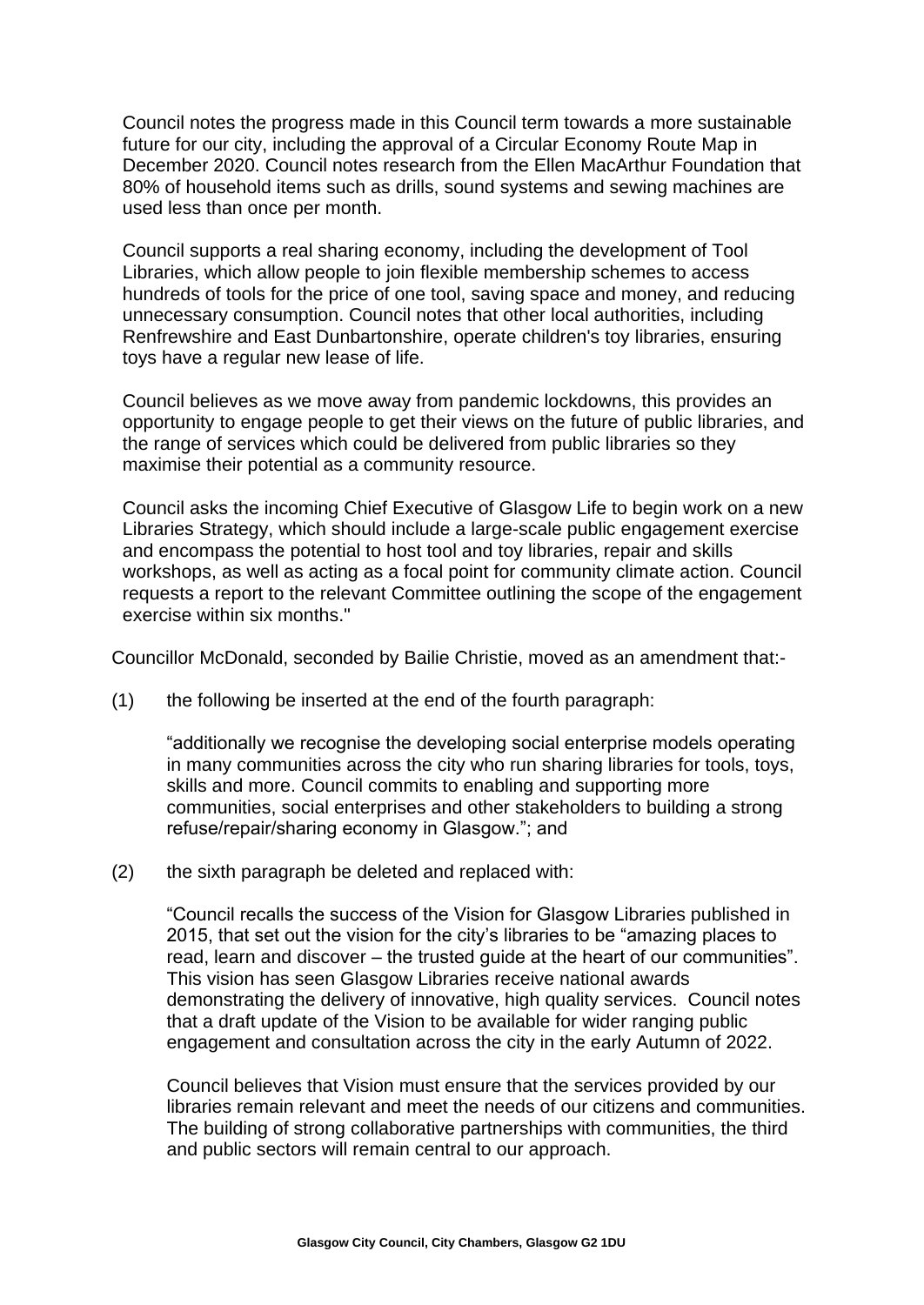Council notes the progress made in this Council term towards a more sustainable future for our city, including the approval of a Circular Economy Route Map in December 2020. Council notes research from the Ellen MacArthur Foundation that 80% of household items such as drills, sound systems and sewing machines are used less than once per month.

Council supports a real sharing economy, including the development of Tool Libraries, which allow people to join flexible membership schemes to access hundreds of tools for the price of one tool, saving space and money, and reducing unnecessary consumption. Council notes that other local authorities, including Renfrewshire and East Dunbartonshire, operate children's toy libraries, ensuring toys have a regular new lease of life.

Council believes as we move away from pandemic lockdowns, this provides an opportunity to engage people to get their views on the future of public libraries, and the range of services which could be delivered from public libraries so they maximise their potential as a community resource.

Council asks the incoming Chief Executive of Glasgow Life to begin work on a new Libraries Strategy, which should include a large-scale public engagement exercise and encompass the potential to host tool and toy libraries, repair and skills workshops, as well as acting as a focal point for community climate action. Council requests a report to the relevant Committee outlining the scope of the engagement exercise within six months."

Councillor McDonald, seconded by Bailie Christie, moved as an amendment that:-

(1) the following be inserted at the end of the fourth paragraph:

"additionally we recognise the developing social enterprise models operating in many communities across the city who run sharing libraries for tools, toys, skills and more. Council commits to enabling and supporting more communities, social enterprises and other stakeholders to building a strong refuse/repair/sharing economy in Glasgow."; and

(2) the sixth paragraph be deleted and replaced with:

"Council recalls the success of the Vision for Glasgow Libraries published in 2015, that set out the vision for the city's libraries to be "amazing places to read, learn and discover – the trusted guide at the heart of our communities". This vision has seen Glasgow Libraries receive national awards demonstrating the delivery of innovative, high quality services. Council notes that a draft update of the Vision to be available for wider ranging public engagement and consultation across the city in the early Autumn of 2022.

Council believes that Vision must ensure that the services provided by our libraries remain relevant and meet the needs of our citizens and communities. The building of strong collaborative partnerships with communities, the third and public sectors will remain central to our approach.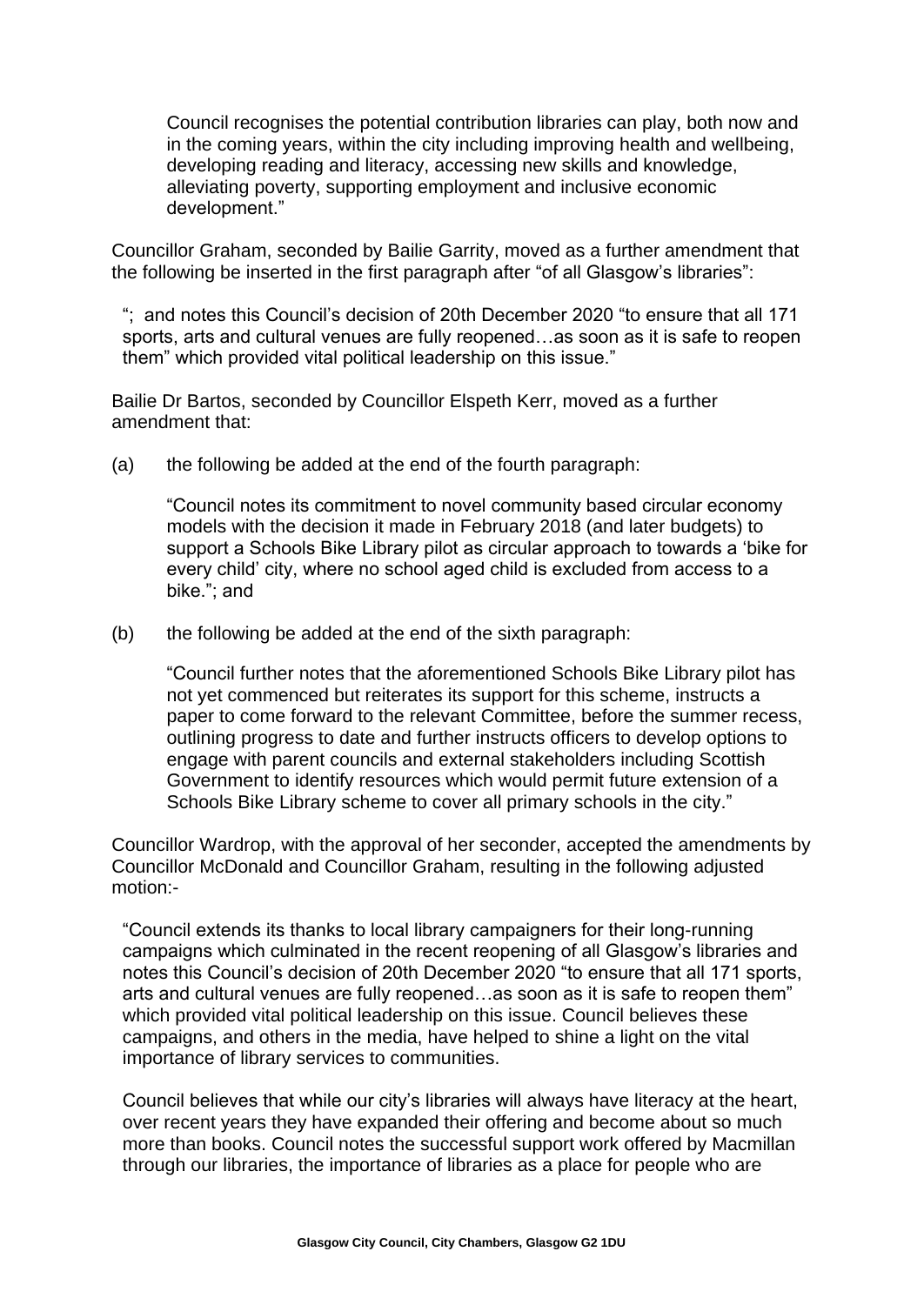Council recognises the potential contribution libraries can play, both now and in the coming years, within the city including improving health and wellbeing, developing reading and literacy, accessing new skills and knowledge, alleviating poverty, supporting employment and inclusive economic development."

Councillor Graham, seconded by Bailie Garrity, moved as a further amendment that the following be inserted in the first paragraph after "of all Glasgow's libraries":

"; and notes this Council's decision of 20th December 2020 "to ensure that all 171 sports, arts and cultural venues are fully reopened…as soon as it is safe to reopen them" which provided vital political leadership on this issue."

Bailie Dr Bartos, seconded by Councillor Elspeth Kerr, moved as a further amendment that:

(a) the following be added at the end of the fourth paragraph:

"Council notes its commitment to novel community based circular economy models with the decision it made in February 2018 (and later budgets) to support a Schools Bike Library pilot as circular approach to towards a 'bike for every child' city, where no school aged child is excluded from access to a bike."; and

(b) the following be added at the end of the sixth paragraph:

"Council further notes that the aforementioned Schools Bike Library pilot has not yet commenced but reiterates its support for this scheme, instructs a paper to come forward to the relevant Committee, before the summer recess, outlining progress to date and further instructs officers to develop options to engage with parent councils and external stakeholders including Scottish Government to identify resources which would permit future extension of a Schools Bike Library scheme to cover all primary schools in the city."

Councillor Wardrop, with the approval of her seconder, accepted the amendments by Councillor McDonald and Councillor Graham, resulting in the following adjusted motion:-

"Council extends its thanks to local library campaigners for their long-running campaigns which culminated in the recent reopening of all Glasgow's libraries and notes this Council's decision of 20th December 2020 "to ensure that all 171 sports, arts and cultural venues are fully reopened…as soon as it is safe to reopen them" which provided vital political leadership on this issue. Council believes these campaigns, and others in the media, have helped to shine a light on the vital importance of library services to communities.

Council believes that while our city's libraries will always have literacy at the heart, over recent years they have expanded their offering and become about so much more than books. Council notes the successful support work offered by Macmillan through our libraries, the importance of libraries as a place for people who are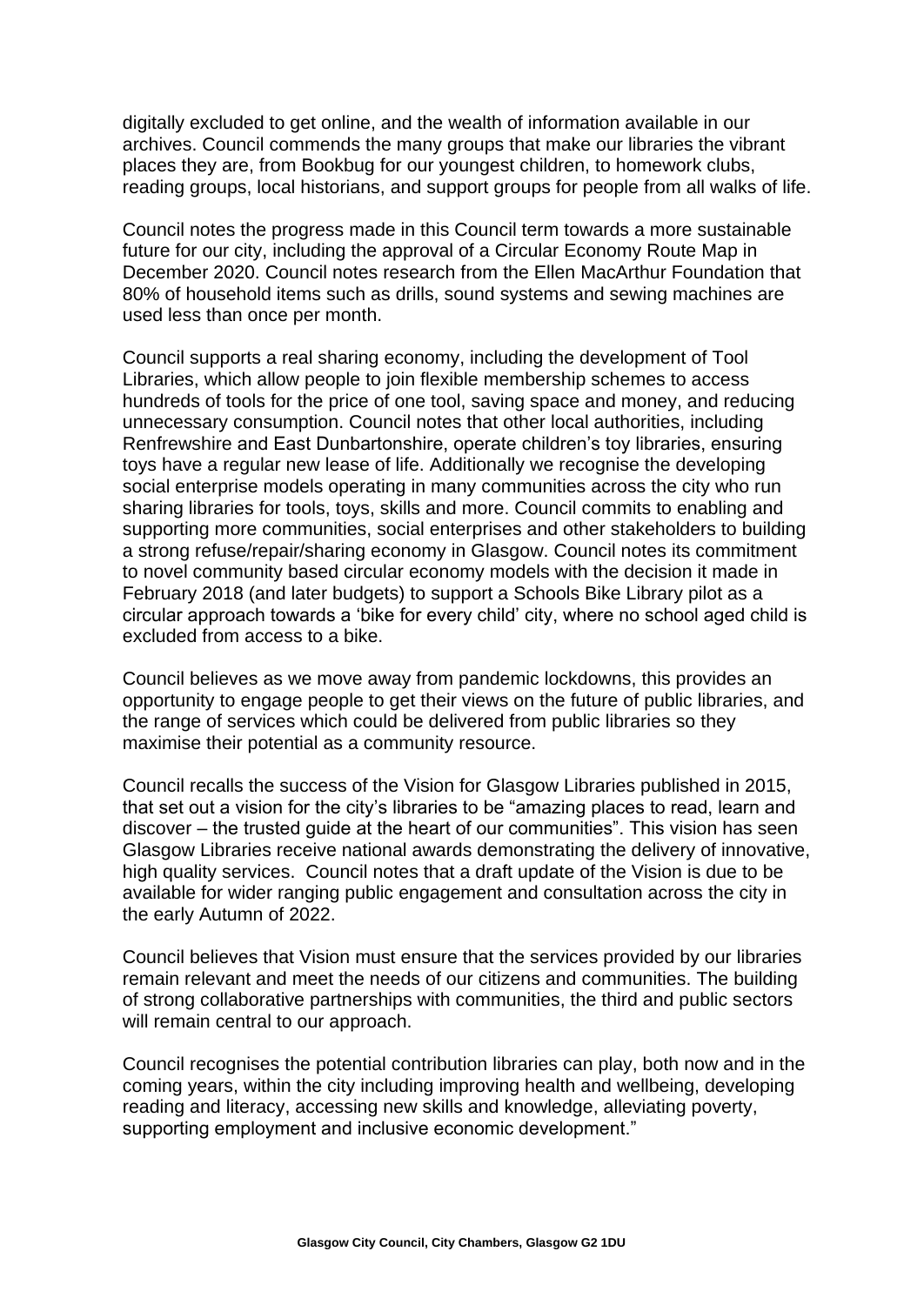digitally excluded to get online, and the wealth of information available in our archives. Council commends the many groups that make our libraries the vibrant places they are, from Bookbug for our youngest children, to homework clubs, reading groups, local historians, and support groups for people from all walks of life.

Council notes the progress made in this Council term towards a more sustainable future for our city, including the approval of a Circular Economy Route Map in December 2020. Council notes research from the Ellen MacArthur Foundation that 80% of household items such as drills, sound systems and sewing machines are used less than once per month.

Council supports a real sharing economy, including the development of Tool Libraries, which allow people to join flexible membership schemes to access hundreds of tools for the price of one tool, saving space and money, and reducing unnecessary consumption. Council notes that other local authorities, including Renfrewshire and East Dunbartonshire, operate children's toy libraries, ensuring toys have a regular new lease of life. Additionally we recognise the developing social enterprise models operating in many communities across the city who run sharing libraries for tools, toys, skills and more. Council commits to enabling and supporting more communities, social enterprises and other stakeholders to building a strong refuse/repair/sharing economy in Glasgow. Council notes its commitment to novel community based circular economy models with the decision it made in February 2018 (and later budgets) to support a Schools Bike Library pilot as a circular approach towards a 'bike for every child' city, where no school aged child is excluded from access to a bike.

Council believes as we move away from pandemic lockdowns, this provides an opportunity to engage people to get their views on the future of public libraries, and the range of services which could be delivered from public libraries so they maximise their potential as a community resource.

Council recalls the success of the Vision for Glasgow Libraries published in 2015, that set out a vision for the city's libraries to be "amazing places to read, learn and discover – the trusted guide at the heart of our communities". This vision has seen Glasgow Libraries receive national awards demonstrating the delivery of innovative, high quality services. Council notes that a draft update of the Vision is due to be available for wider ranging public engagement and consultation across the city in the early Autumn of 2022.

Council believes that Vision must ensure that the services provided by our libraries remain relevant and meet the needs of our citizens and communities. The building of strong collaborative partnerships with communities, the third and public sectors will remain central to our approach.

Council recognises the potential contribution libraries can play, both now and in the coming years, within the city including improving health and wellbeing, developing reading and literacy, accessing new skills and knowledge, alleviating poverty, supporting employment and inclusive economic development."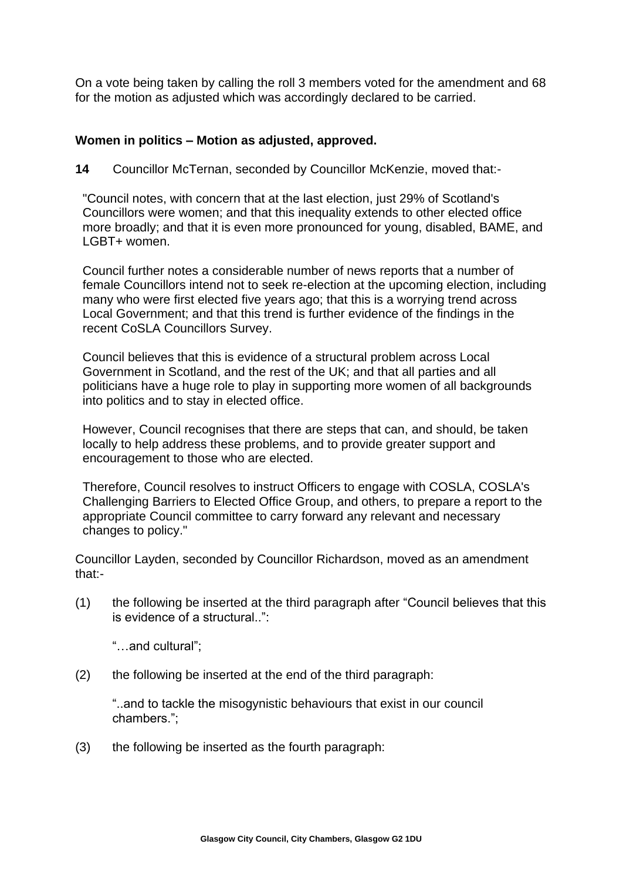On a vote being taken by calling the roll 3 members voted for the amendment and 68 for the motion as adjusted which was accordingly declared to be carried.

**Women in politics – Motion as adjusted, approved.**

**14** Councillor McTernan, seconded by Councillor McKenzie, moved that:-

"Council notes, with concern that at the last election, just 29% of Scotland's Councillors were women; and that this inequality extends to other elected office more broadly; and that it is even more pronounced for young, disabled, BAME, and LGBT+ women.

Council further notes a considerable number of news reports that a number of female Councillors intend not to seek re-election at the upcoming election, including many who were first elected five years ago; that this is a worrying trend across Local Government; and that this trend is further evidence of the findings in the recent CoSLA Councillors Survey.

Council believes that this is evidence of a structural problem across Local Government in Scotland, and the rest of the UK; and that all parties and all politicians have a huge role to play in supporting more women of all backgrounds into politics and to stay in elected office.

However, Council recognises that there are steps that can, and should, be taken locally to help address these problems, and to provide greater support and encouragement to those who are elected.

Therefore, Council resolves to instruct Officers to engage with COSLA, COSLA's Challenging Barriers to Elected Office Group, and others, to prepare a report to the appropriate Council committee to carry forward any relevant and necessary changes to policy."

Councillor Layden, seconded by Councillor Richardson, moved as an amendment that:-

(1) the following be inserted at the third paragraph after "Council believes that this is evidence of a structural..":

"…and cultural";

(2) the following be inserted at the end of the third paragraph:

"..and to tackle the misogynistic behaviours that exist in our council chambers.";

(3) the following be inserted as the fourth paragraph: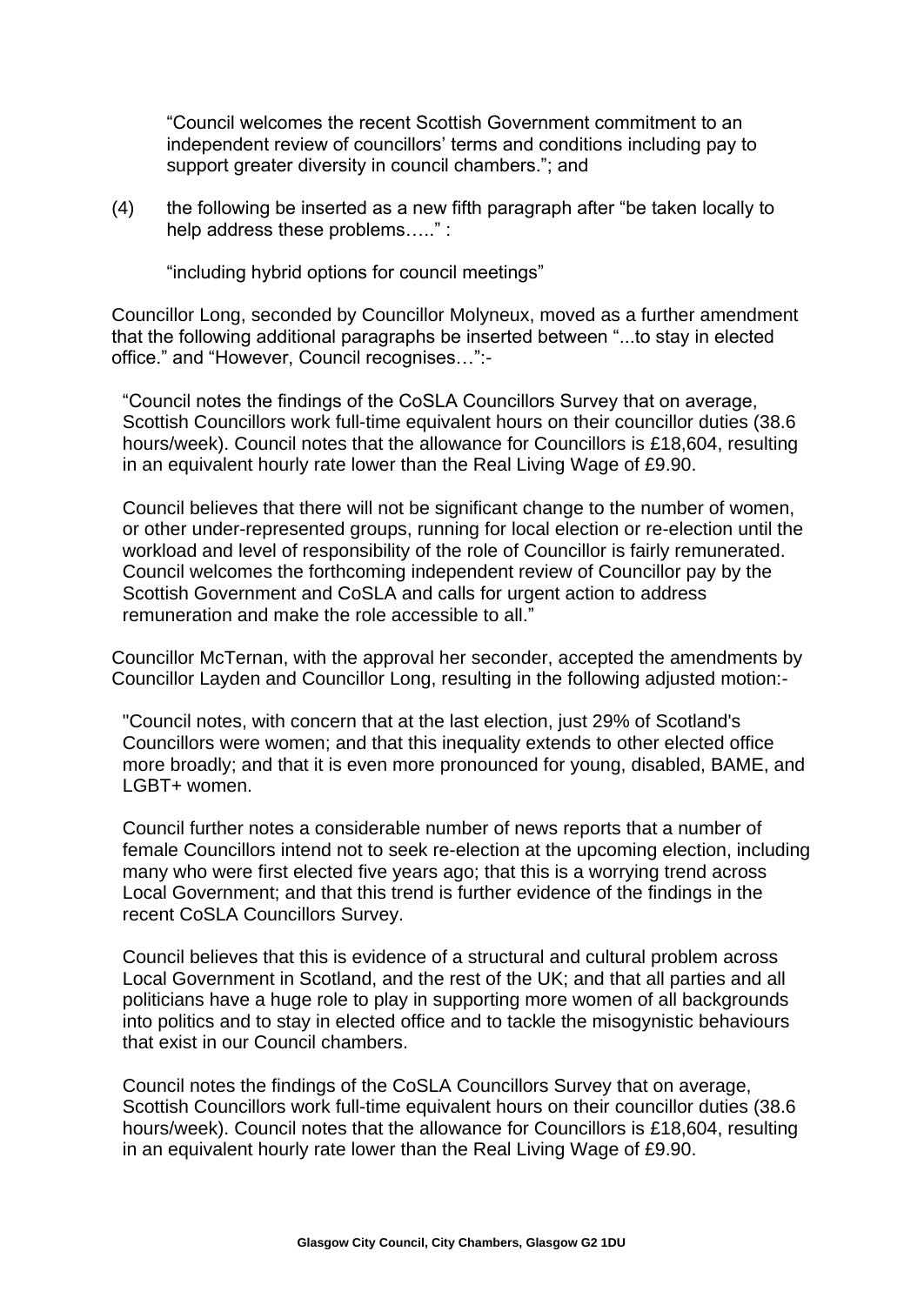"Council welcomes the recent Scottish Government commitment to an independent review of councillors' terms and conditions including pay to support greater diversity in council chambers."; and

(4) the following be inserted as a new fifth paragraph after "be taken locally to help address these problems….." :

"including hybrid options for council meetings"

Councillor Long, seconded by Councillor Molyneux, moved as a further amendment that the following additional paragraphs be inserted between "...to stay in elected office." and "However, Council recognises…":-

"Council notes the findings of the CoSLA Councillors Survey that on average, Scottish Councillors work full-time equivalent hours on their councillor duties (38.6 hours/week). Council notes that the allowance for Councillors is £18,604, resulting in an equivalent hourly rate lower than the Real Living Wage of £9.90.

Council believes that there will not be significant change to the number of women, or other under-represented groups, running for local election or re-election until the workload and level of responsibility of the role of Councillor is fairly remunerated. Council welcomes the forthcoming independent review of Councillor pay by the Scottish Government and CoSLA and calls for urgent action to address remuneration and make the role accessible to all."

Councillor McTernan, with the approval her seconder, accepted the amendments by Councillor Layden and Councillor Long, resulting in the following adjusted motion:-

"Council notes, with concern that at the last election, just 29% of Scotland's Councillors were women; and that this inequality extends to other elected office more broadly; and that it is even more pronounced for young, disabled, BAME, and LGBT+ women.

Council further notes a considerable number of news reports that a number of female Councillors intend not to seek re-election at the upcoming election, including many who were first elected five years ago; that this is a worrying trend across Local Government; and that this trend is further evidence of the findings in the recent CoSLA Councillors Survey.

Council believes that this is evidence of a structural and cultural problem across Local Government in Scotland, and the rest of the UK; and that all parties and all politicians have a huge role to play in supporting more women of all backgrounds into politics and to stay in elected office and to tackle the misogynistic behaviours that exist in our Council chambers.

Council notes the findings of the CoSLA Councillors Survey that on average, Scottish Councillors work full-time equivalent hours on their councillor duties (38.6 hours/week). Council notes that the allowance for Councillors is £18,604, resulting in an equivalent hourly rate lower than the Real Living Wage of £9.90.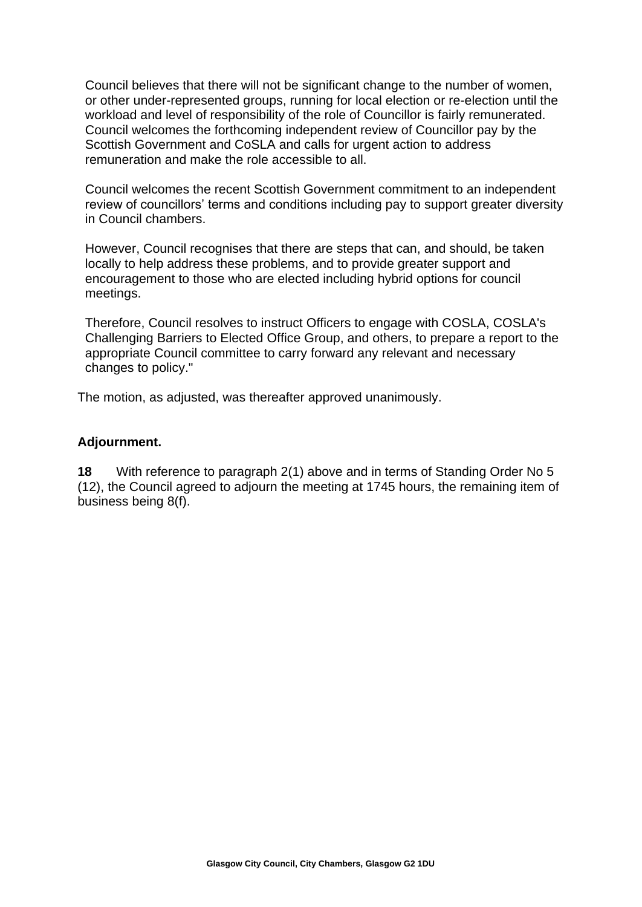Council believes that there will not be significant change to the number of women, or other under-represented groups, running for local election or re-election until the workload and level of responsibility of the role of Councillor is fairly remunerated. Council welcomes the forthcoming independent review of Councillor pay by the Scottish Government and CoSLA and calls for urgent action to address remuneration and make the role accessible to all.

Council welcomes the recent Scottish Government commitment to an independent review of councillors' terms and conditions including pay to support greater diversity in Council chambers.

However, Council recognises that there are steps that can, and should, be taken locally to help address these problems, and to provide greater support and encouragement to those who are elected including hybrid options for council meetings.

Therefore, Council resolves to instruct Officers to engage with COSLA, COSLA's Challenging Barriers to Elected Office Group, and others, to prepare a report to the appropriate Council committee to carry forward any relevant and necessary changes to policy."

The motion, as adjusted, was thereafter approved unanimously.

**Adjournment.**

**18** With reference to paragraph 2(1) above and in terms of Standing Order No 5 (12), the Council agreed to adjourn the meeting at 1745 hours, the remaining item of business being 8(f).